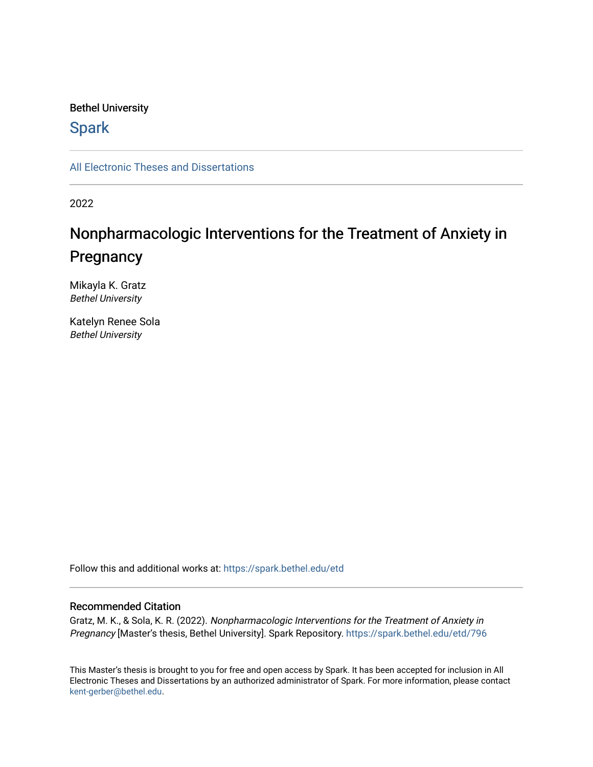Bethel University

## Spark

All Electronic Theses and Dissertations

2022

# Nonpharmacologic Interventions for the Treatment of Anxiety in Pregnancy

Mikayla K. Gratz
*Bethel University*

Katelyn Renee Sola
*Bethel University*

Follow this and additional works at: https://spark.bethel.edu/etd

### Recommended Citation

Gratz, M. K., & Sola, K. R. (2022). *Nonpharmacologic Interventions for the Treatment of Anxiety in Pregnancy* [Master's thesis, Bethel University]. Spark Repository. https://spark.bethel.edu/etd/796

This Master's thesis is brought to you for free and open access by Spark. It has been accepted for inclusion in All Electronic Theses and Dissertations by an authorized administrator of Spark. For more information, please contact kent-gerber@bethel.edu.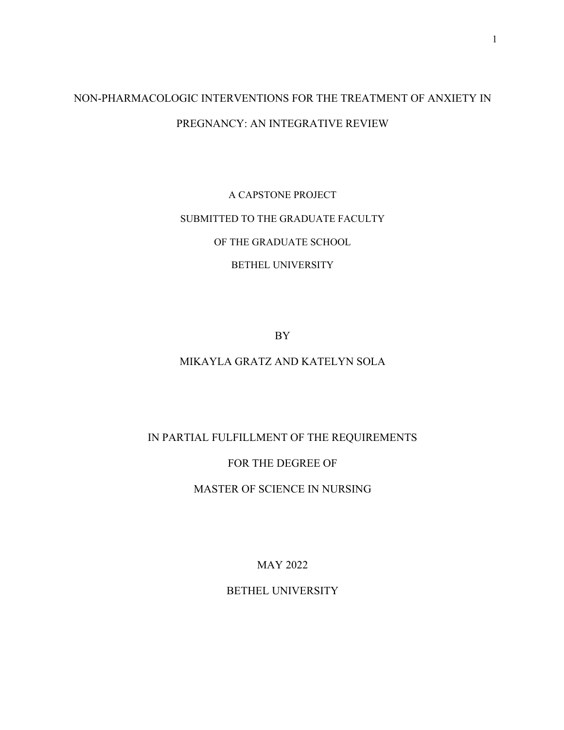# NON-PHARMACOLOGIC INTERVENTIONS FOR THE TREATMENT OF ANXIETY IN PREGNANCY: AN INTEGRATIVE REVIEW

A CAPSTONE PROJECT

SUBMITTED TO THE GRADUATE FACULTY

OF THE GRADUATE SCHOOL

BETHEL UNIVERSITY

BY

MIKAYLA GRATZ AND KATELYN SOLA

IN PARTIAL FULFILLMENT OF THE REQUIREMENTS

FOR THE DEGREE OF

MASTER OF SCIENCE IN NURSING

MAY 2022

BETHEL UNIVERSITY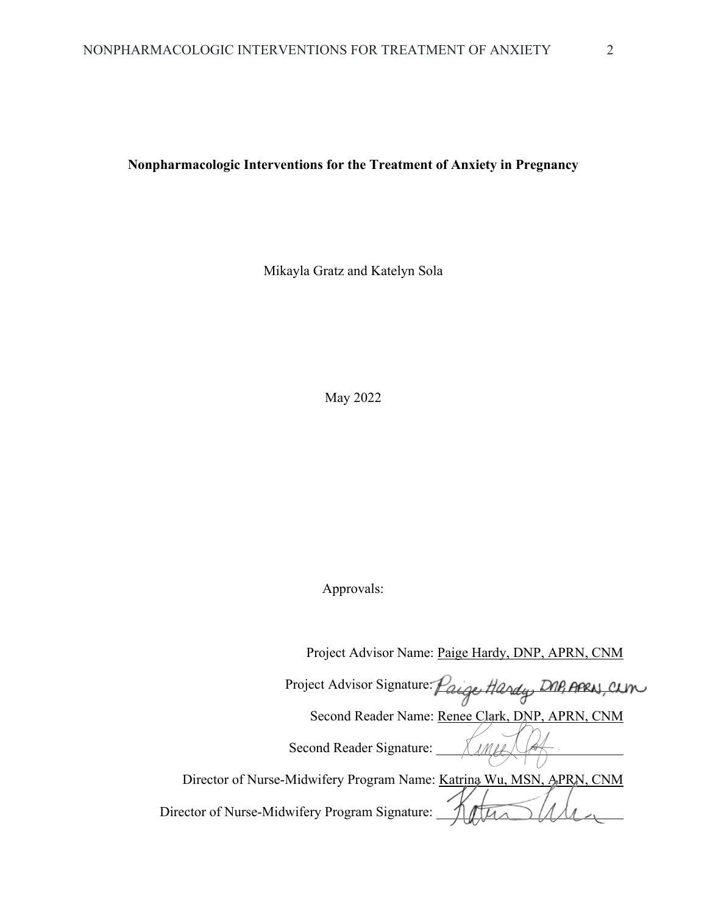**Nonpharmacologic Interventions for the Treatment of Anxiety in Pregnancy**

Mikayla Gratz and Katelyn Sola

May 2022

Approvals:

Project Advisor Name: Paige Hardy, DNP, APRN, CNM

Project Advisor Signature: Paige Hardy, DNP, APRN, CNM

Second Reader Name: Renee Clark, DNP, APRN, CNM

Second Reader Signature: ______________________

Director of Nurse-Midwifery Program Name: Katrina Wu, MSN, APRN, CNM

Director of Nurse-Midwifery Program Signature: ______________________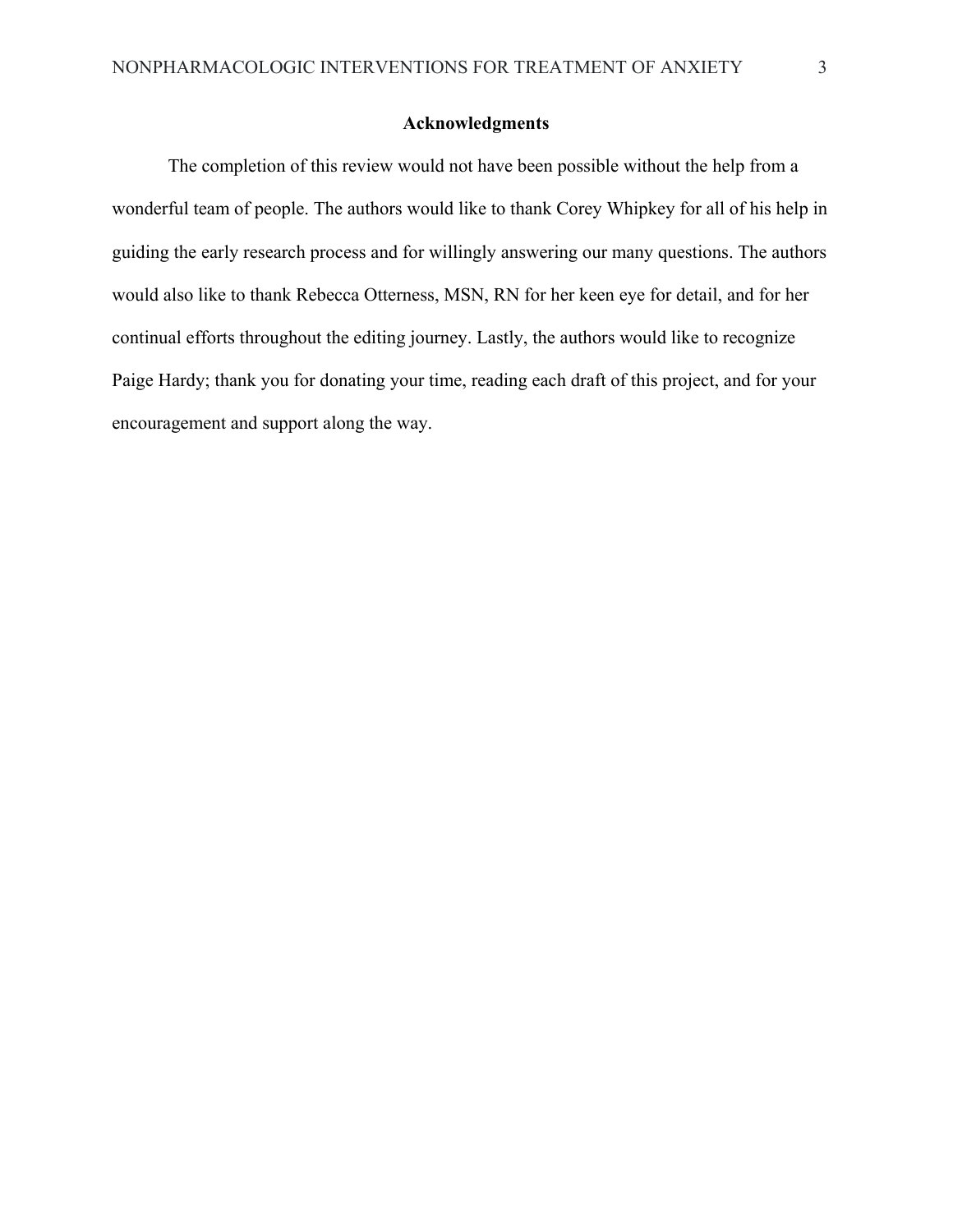# Acknowledgments

The completion of this review would not have been possible without the help from a wonderful team of people. The authors would like to thank Corey Whipkey for all of his help in guiding the early research process and for willingly answering our many questions. The authors would also like to thank Rebecca Otterness, MSN, RN for her keen eye for detail, and for her continual efforts throughout the editing journey. Lastly, the authors would like to recognize Paige Hardy; thank you for donating your time, reading each draft of this project, and for your encouragement and support along the way.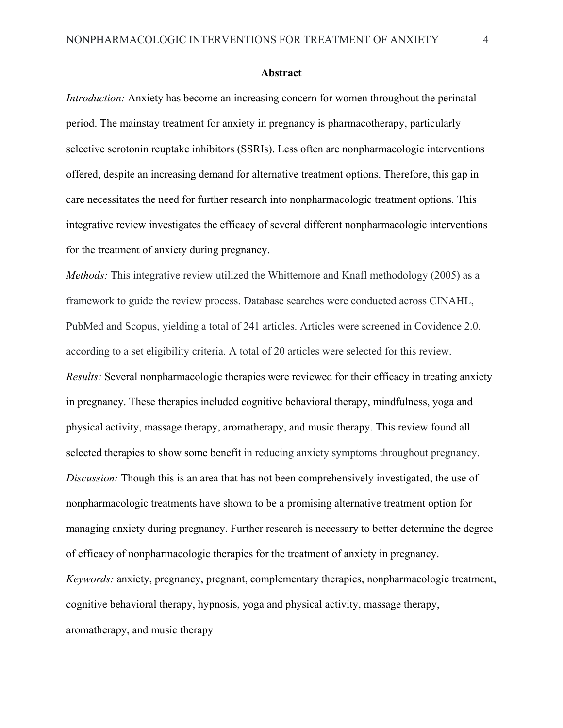## Abstract

*Introduction:* Anxiety has become an increasing concern for women throughout the perinatal period. The mainstay treatment for anxiety in pregnancy is pharmacotherapy, particularly selective serotonin reuptake inhibitors (SSRIs). Less often are nonpharmacologic interventions offered, despite an increasing demand for alternative treatment options. Therefore, this gap in care necessitates the need for further research into nonpharmacologic treatment options. This integrative review investigates the efficacy of several different nonpharmacologic interventions for the treatment of anxiety during pregnancy.

*Methods:* This integrative review utilized the Whittemore and Knafl methodology (2005) as a framework to guide the review process. Database searches were conducted across CINAHL, PubMed and Scopus, yielding a total of 241 articles. Articles were screened in Covidence 2.0, according to a set eligibility criteria. A total of 20 articles were selected for this review.

*Results:* Several nonpharmacologic therapies were reviewed for their efficacy in treating anxiety in pregnancy. These therapies included cognitive behavioral therapy, mindfulness, yoga and physical activity, massage therapy, aromatherapy, and music therapy. This review found all selected therapies to show some benefit in reducing anxiety symptoms throughout pregnancy.

*Discussion:* Though this is an area that has not been comprehensively investigated, the use of nonpharmacologic treatments have shown to be a promising alternative treatment option for managing anxiety during pregnancy. Further research is necessary to better determine the degree of efficacy of nonpharmacologic therapies for the treatment of anxiety in pregnancy.

*Keywords:* anxiety, pregnancy, pregnant, complementary therapies, nonpharmacologic treatment, cognitive behavioral therapy, hypnosis, yoga and physical activity, massage therapy, aromatherapy, and music therapy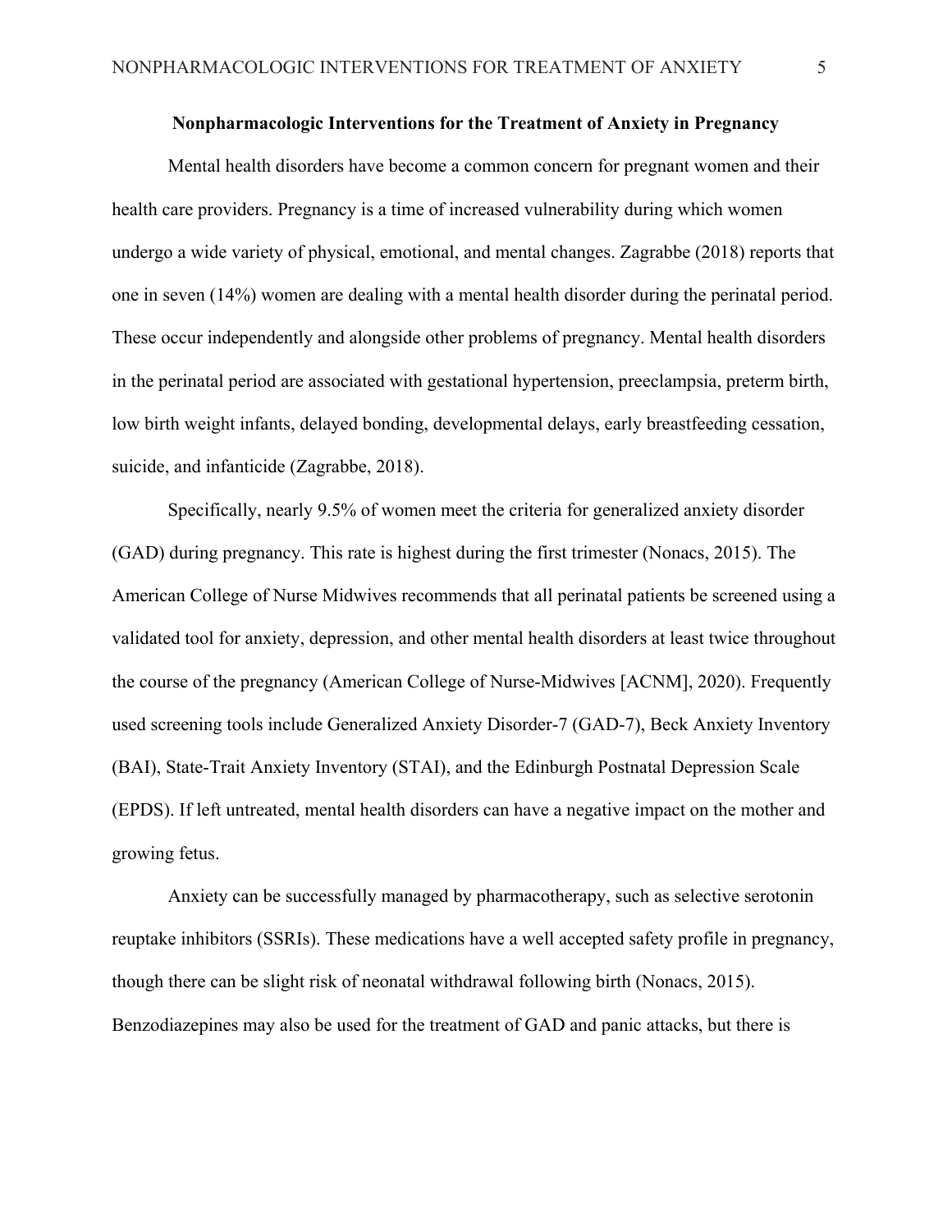# Nonpharmacologic Interventions for the Treatment of Anxiety in Pregnancy

Mental health disorders have become a common concern for pregnant women and their health care providers. Pregnancy is a time of increased vulnerability during which women undergo a wide variety of physical, emotional, and mental changes. Zagrabbe (2018) reports that one in seven (14%) women are dealing with a mental health disorder during the perinatal period. These occur independently and alongside other problems of pregnancy. Mental health disorders in the perinatal period are associated with gestational hypertension, preeclampsia, preterm birth, low birth weight infants, delayed bonding, developmental delays, early breastfeeding cessation, suicide, and infanticide (Zagrabbe, 2018).

Specifically, nearly 9.5% of women meet the criteria for generalized anxiety disorder (GAD) during pregnancy. This rate is highest during the first trimester (Nonacs, 2015). The American College of Nurse Midwives recommends that all perinatal patients be screened using a validated tool for anxiety, depression, and other mental health disorders at least twice throughout the course of the pregnancy (American College of Nurse-Midwives [ACNM], 2020). Frequently used screening tools include Generalized Anxiety Disorder-7 (GAD-7), Beck Anxiety Inventory (BAI), State-Trait Anxiety Inventory (STAI), and the Edinburgh Postnatal Depression Scale (EPDS). If left untreated, mental health disorders can have a negative impact on the mother and growing fetus.

Anxiety can be successfully managed by pharmacotherapy, such as selective serotonin reuptake inhibitors (SSRIs). These medications have a well accepted safety profile in pregnancy, though there can be slight risk of neonatal withdrawal following birth (Nonacs, 2015). Benzodiazepines may also be used for the treatment of GAD and panic attacks, but there is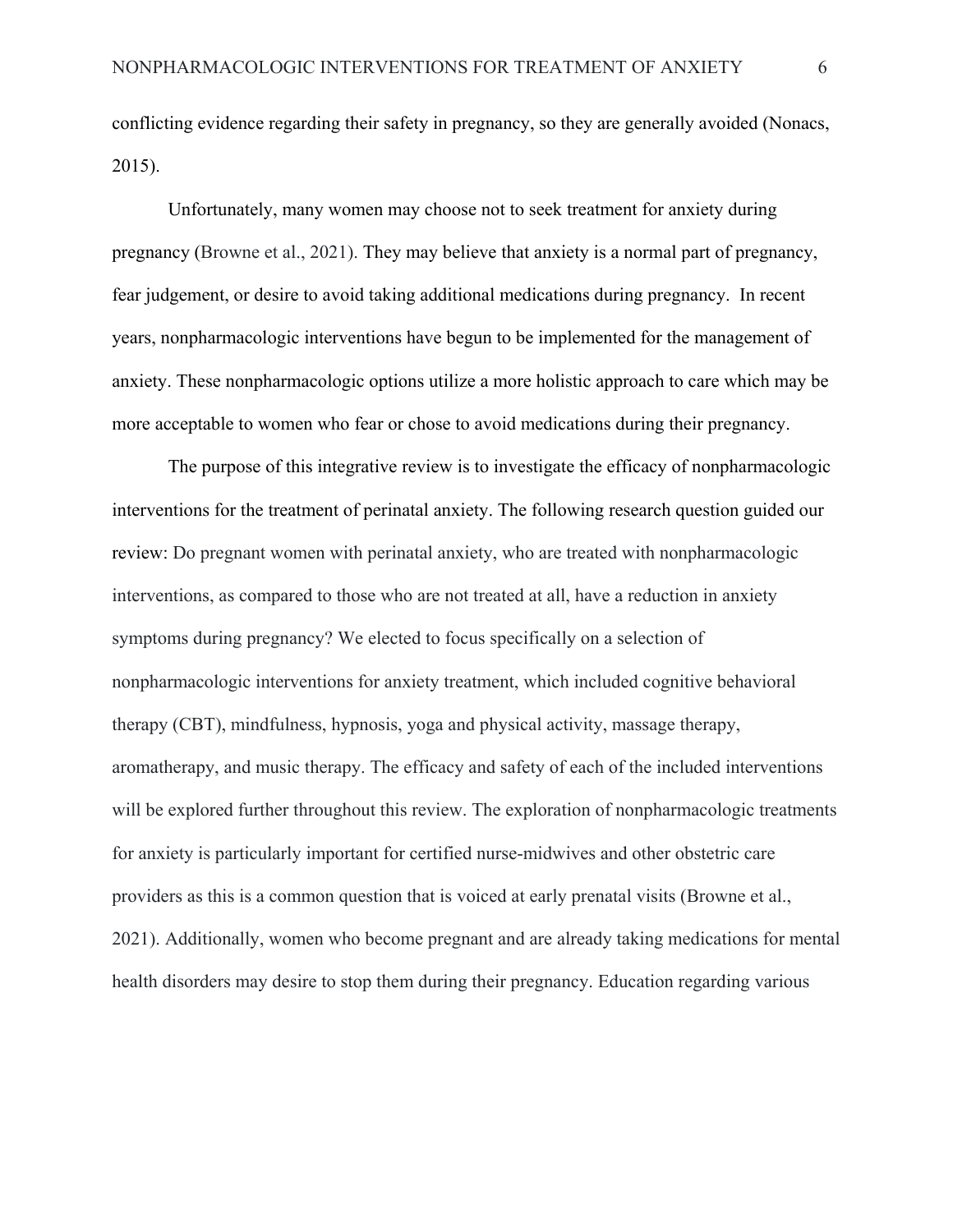conflicting evidence regarding their safety in pregnancy, so they are generally avoided (Nonacs, 2015).

Unfortunately, many women may choose not to seek treatment for anxiety during pregnancy (Browne et al., 2021). They may believe that anxiety is a normal part of pregnancy, fear judgement, or desire to avoid taking additional medications during pregnancy. In recent years, nonpharmacologic interventions have begun to be implemented for the management of anxiety. These nonpharmacologic options utilize a more holistic approach to care which may be more acceptable to women who fear or chose to avoid medications during their pregnancy.

The purpose of this integrative review is to investigate the efficacy of nonpharmacologic interventions for the treatment of perinatal anxiety. The following research question guided our review: Do pregnant women with perinatal anxiety, who are treated with nonpharmacologic interventions, as compared to those who are not treated at all, have a reduction in anxiety symptoms during pregnancy? We elected to focus specifically on a selection of nonpharmacologic interventions for anxiety treatment, which included cognitive behavioral therapy (CBT), mindfulness, hypnosis, yoga and physical activity, massage therapy, aromatherapy, and music therapy. The efficacy and safety of each of the included interventions will be explored further throughout this review. The exploration of nonpharmacologic treatments for anxiety is particularly important for certified nurse-midwives and other obstetric care providers as this is a common question that is voiced at early prenatal visits (Browne et al., 2021). Additionally, women who become pregnant and are already taking medications for mental health disorders may desire to stop them during their pregnancy. Education regarding various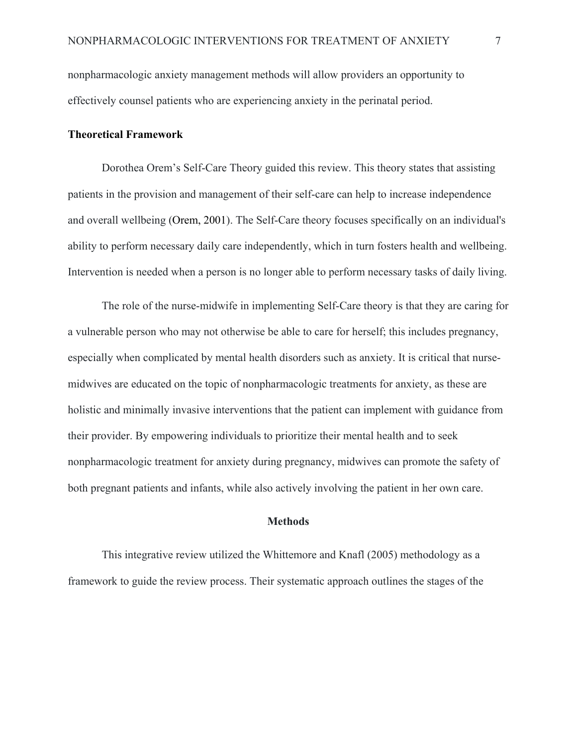nonpharmacologic anxiety management methods will allow providers an opportunity to effectively counsel patients who are experiencing anxiety in the perinatal period.

**Theoretical Framework**

Dorothea Orem's Self-Care Theory guided this review. This theory states that assisting patients in the provision and management of their self-care can help to increase independence and overall wellbeing (Orem, 2001). The Self-Care theory focuses specifically on an individual's ability to perform necessary daily care independently, which in turn fosters health and wellbeing. Intervention is needed when a person is no longer able to perform necessary tasks of daily living.

The role of the nurse-midwife in implementing Self-Care theory is that they are caring for a vulnerable person who may not otherwise be able to care for herself; this includes pregnancy, especially when complicated by mental health disorders such as anxiety. It is critical that nurse-midwives are educated on the topic of nonpharmacologic treatments for anxiety, as these are holistic and minimally invasive interventions that the patient can implement with guidance from their provider. By empowering individuals to prioritize their mental health and to seek nonpharmacologic treatment for anxiety during pregnancy, midwives can promote the safety of both pregnant patients and infants, while also actively involving the patient in her own care.

## Methods

This integrative review utilized the Whittemore and Knafl (2005) methodology as a framework to guide the review process. Their systematic approach outlines the stages of the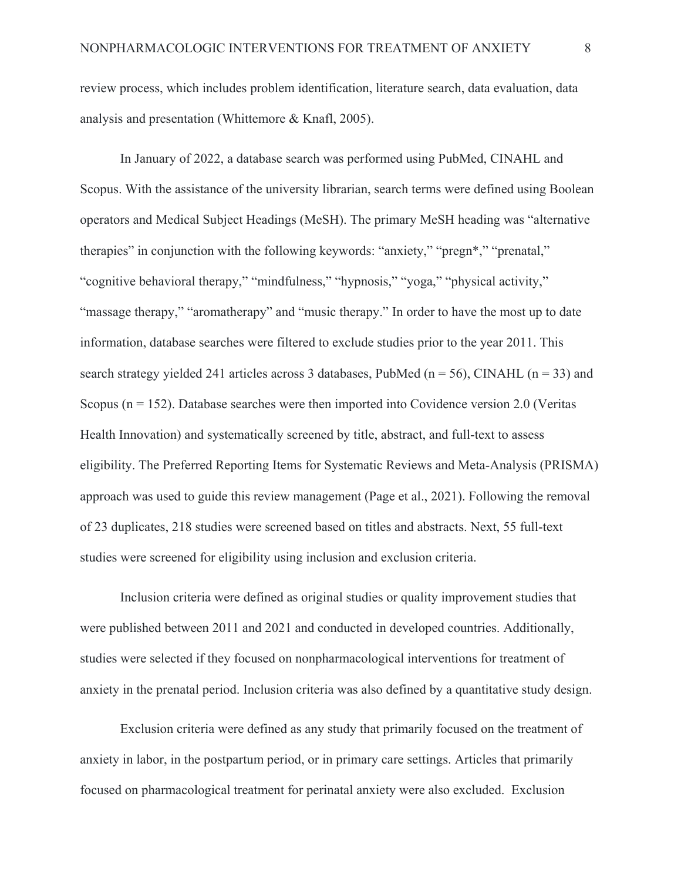review process, which includes problem identification, literature search, data evaluation, data analysis and presentation (Whittemore & Knafl, 2005).

In January of 2022, a database search was performed using PubMed, CINAHL and Scopus. With the assistance of the university librarian, search terms were defined using Boolean operators and Medical Subject Headings (MeSH). The primary MeSH heading was "alternative therapies" in conjunction with the following keywords: "anxiety," "pregn*," "prenatal," "cognitive behavioral therapy," "mindfulness," "hypnosis," "yoga," "physical activity," "massage therapy," "aromatherapy" and "music therapy." In order to have the most up to date information, database searches were filtered to exclude studies prior to the year 2011. This search strategy yielded 241 articles across 3 databases, PubMed (n = 56), CINAHL (n = 33) and Scopus (n = 152). Database searches were then imported into Covidence version 2.0 (Veritas Health Innovation) and systematically screened by title, abstract, and full-text to assess eligibility. The Preferred Reporting Items for Systematic Reviews and Meta-Analysis (PRISMA) approach was used to guide this review management (Page et al., 2021). Following the removal of 23 duplicates, 218 studies were screened based on titles and abstracts. Next, 55 full-text studies were screened for eligibility using inclusion and exclusion criteria.

Inclusion criteria were defined as original studies or quality improvement studies that were published between 2011 and 2021 and conducted in developed countries. Additionally, studies were selected if they focused on nonpharmacological interventions for treatment of anxiety in the prenatal period. Inclusion criteria was also defined by a quantitative study design.

Exclusion criteria were defined as any study that primarily focused on the treatment of anxiety in labor, in the postpartum period, or in primary care settings. Articles that primarily focused on pharmacological treatment for perinatal anxiety were also excluded. Exclusion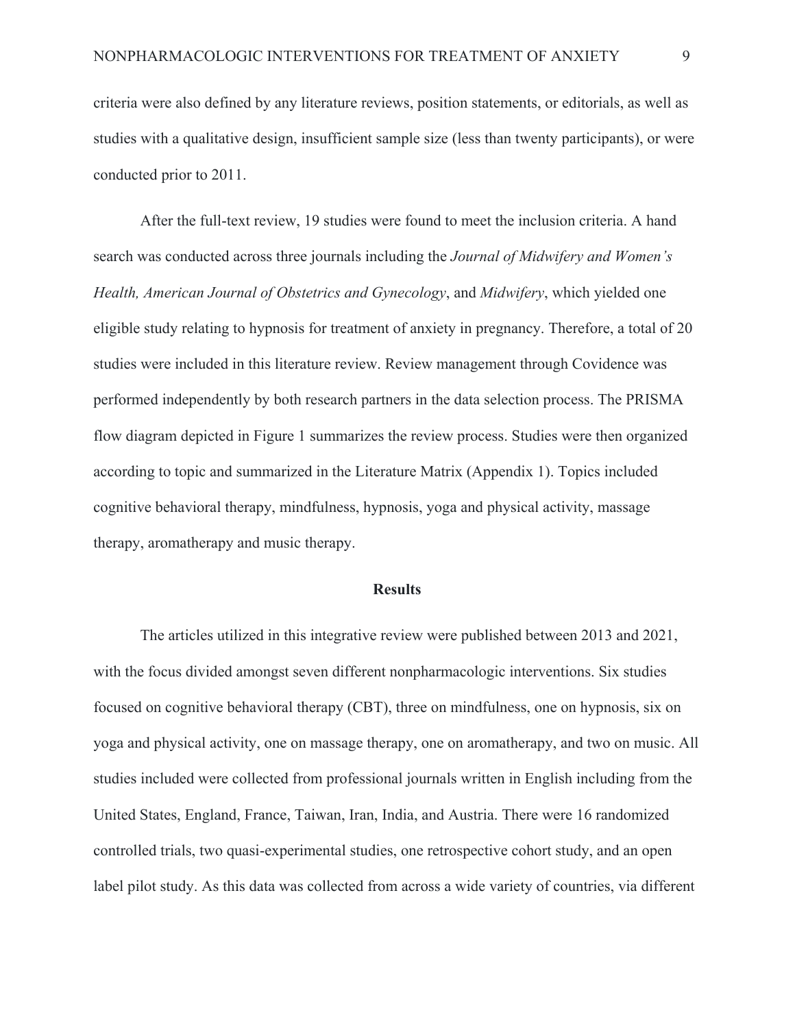criteria were also defined by any literature reviews, position statements, or editorials, as well as studies with a qualitative design, insufficient sample size (less than twenty participants), or were conducted prior to 2011.

After the full-text review, 19 studies were found to meet the inclusion criteria. A hand search was conducted across three journals including the *Journal of Midwifery and Women's Health, American Journal of Obstetrics and Gynecology*, and *Midwifery*, which yielded one eligible study relating to hypnosis for treatment of anxiety in pregnancy. Therefore, a total of 20 studies were included in this literature review. Review management through Covidence was performed independently by both research partners in the data selection process. The PRISMA flow diagram depicted in Figure 1 summarizes the review process. Studies were then organized according to topic and summarized in the Literature Matrix (Appendix 1). Topics included cognitive behavioral therapy, mindfulness, hypnosis, yoga and physical activity, massage therapy, aromatherapy and music therapy.

## Results

The articles utilized in this integrative review were published between 2013 and 2021, with the focus divided amongst seven different nonpharmacologic interventions. Six studies focused on cognitive behavioral therapy (CBT), three on mindfulness, one on hypnosis, six on yoga and physical activity, one on massage therapy, one on aromatherapy, and two on music. All studies included were collected from professional journals written in English including from the United States, England, France, Taiwan, Iran, India, and Austria. There were 16 randomized controlled trials, two quasi-experimental studies, one retrospective cohort study, and an open label pilot study. As this data was collected from across a wide variety of countries, via different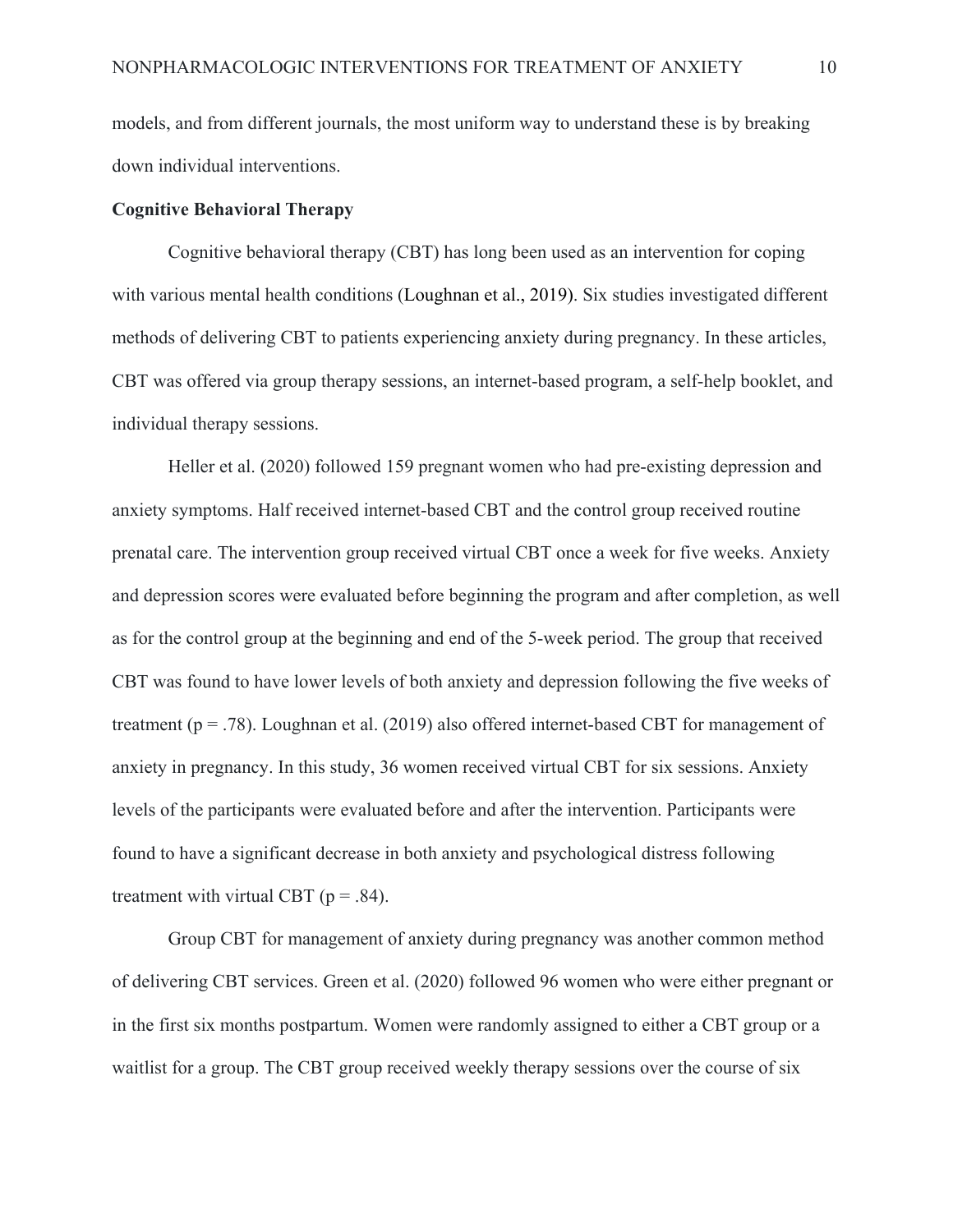models, and from different journals, the most uniform way to understand these is by breaking down individual interventions.

**Cognitive Behavioral Therapy**

Cognitive behavioral therapy (CBT) has long been used as an intervention for coping with various mental health conditions (Loughnan et al., 2019). Six studies investigated different methods of delivering CBT to patients experiencing anxiety during pregnancy. In these articles, CBT was offered via group therapy sessions, an internet-based program, a self-help booklet, and individual therapy sessions.

Heller et al. (2020) followed 159 pregnant women who had pre-existing depression and anxiety symptoms. Half received internet-based CBT and the control group received routine prenatal care. The intervention group received virtual CBT once a week for five weeks. Anxiety and depression scores were evaluated before beginning the program and after completion, as well as for the control group at the beginning and end of the 5-week period. The group that received CBT was found to have lower levels of both anxiety and depression following the five weeks of treatment ($p = .78$). Loughnan et al. (2019) also offered internet-based CBT for management of anxiety in pregnancy. In this study, 36 women received virtual CBT for six sessions. Anxiety levels of the participants were evaluated before and after the intervention. Participants were found to have a significant decrease in both anxiety and psychological distress following treatment with virtual CBT ($p = .84$).

Group CBT for management of anxiety during pregnancy was another common method of delivering CBT services. Green et al. (2020) followed 96 women who were either pregnant or in the first six months postpartum. Women were randomly assigned to either a CBT group or a waitlist for a group. The CBT group received weekly therapy sessions over the course of six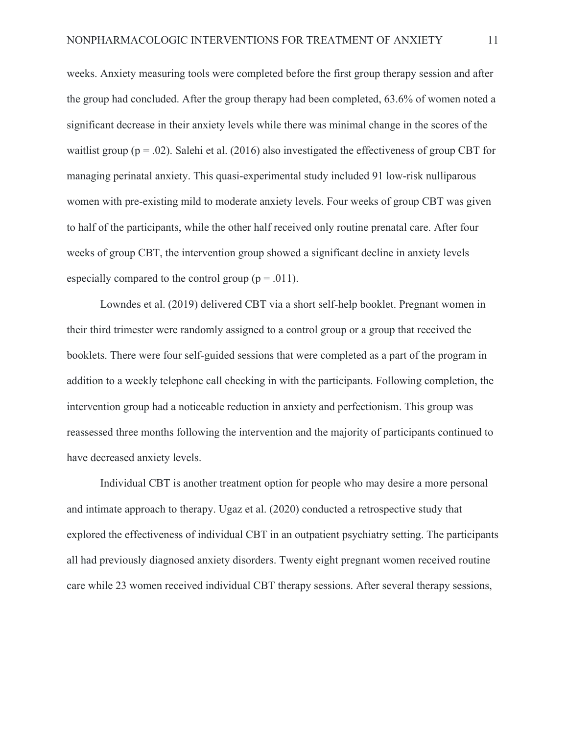weeks. Anxiety measuring tools were completed before the first group therapy session and after the group had concluded. After the group therapy had been completed, 63.6% of women noted a significant decrease in their anxiety levels while there was minimal change in the scores of the waitlist group ($p = .02$). Salehi et al. (2016) also investigated the effectiveness of group CBT for managing perinatal anxiety. This quasi-experimental study included 91 low-risk nulliparous women with pre-existing mild to moderate anxiety levels. Four weeks of group CBT was given to half of the participants, while the other half received only routine prenatal care. After four weeks of group CBT, the intervention group showed a significant decline in anxiety levels especially compared to the control group ($p = .011$).

Lowndes et al. (2019) delivered CBT via a short self-help booklet. Pregnant women in their third trimester were randomly assigned to a control group or a group that received the booklets. There were four self-guided sessions that were completed as a part of the program in addition to a weekly telephone call checking in with the participants. Following completion, the intervention group had a noticeable reduction in anxiety and perfectionism. This group was reassessed three months following the intervention and the majority of participants continued to have decreased anxiety levels.

Individual CBT is another treatment option for people who may desire a more personal and intimate approach to therapy. Ugaz et al. (2020) conducted a retrospective study that explored the effectiveness of individual CBT in an outpatient psychiatry setting. The participants all had previously diagnosed anxiety disorders. Twenty eight pregnant women received routine care while 23 women received individual CBT therapy sessions. After several therapy sessions,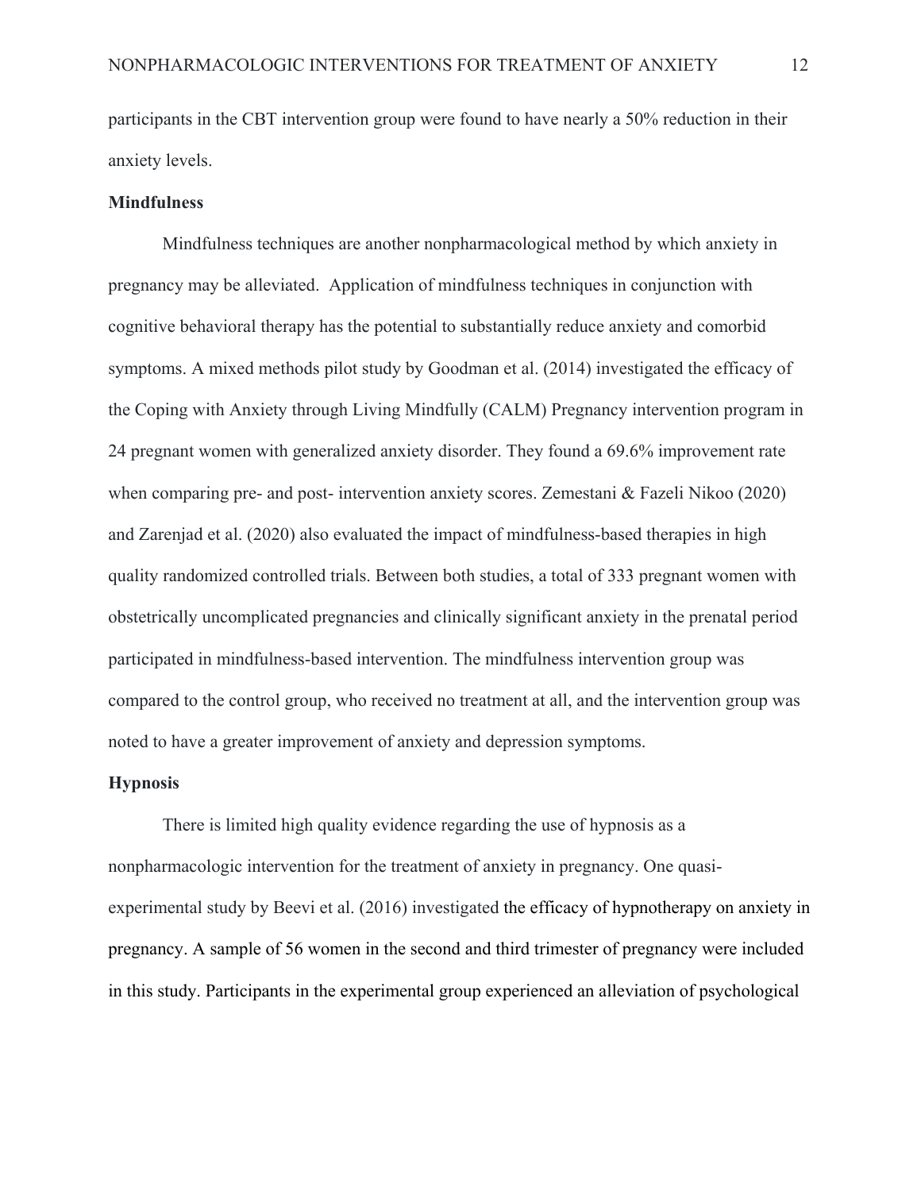participants in the CBT intervention group were found to have nearly a 50% reduction in their anxiety levels.

**Mindfulness**

Mindfulness techniques are another nonpharmacological method by which anxiety in pregnancy may be alleviated. Application of mindfulness techniques in conjunction with cognitive behavioral therapy has the potential to substantially reduce anxiety and comorbid symptoms. A mixed methods pilot study by Goodman et al. (2014) investigated the efficacy of the Coping with Anxiety through Living Mindfully (CALM) Pregnancy intervention program in 24 pregnant women with generalized anxiety disorder. They found a 69.6% improvement rate when comparing pre- and post- intervention anxiety scores. Zemestani & Fazeli Nikoo (2020) and Zarenjad et al. (2020) also evaluated the impact of mindfulness-based therapies in high quality randomized controlled trials. Between both studies, a total of 333 pregnant women with obstetrically uncomplicated pregnancies and clinically significant anxiety in the prenatal period participated in mindfulness-based intervention. The mindfulness intervention group was compared to the control group, who received no treatment at all, and the intervention group was noted to have a greater improvement of anxiety and depression symptoms.

**Hypnosis**

There is limited high quality evidence regarding the use of hypnosis as a nonpharmacologic intervention for the treatment of anxiety in pregnancy. One quasi-experimental study by Beevi et al. (2016) investigated the efficacy of hypnotherapy on anxiety in pregnancy. A sample of 56 women in the second and third trimester of pregnancy were included in this study. Participants in the experimental group experienced an alleviation of psychological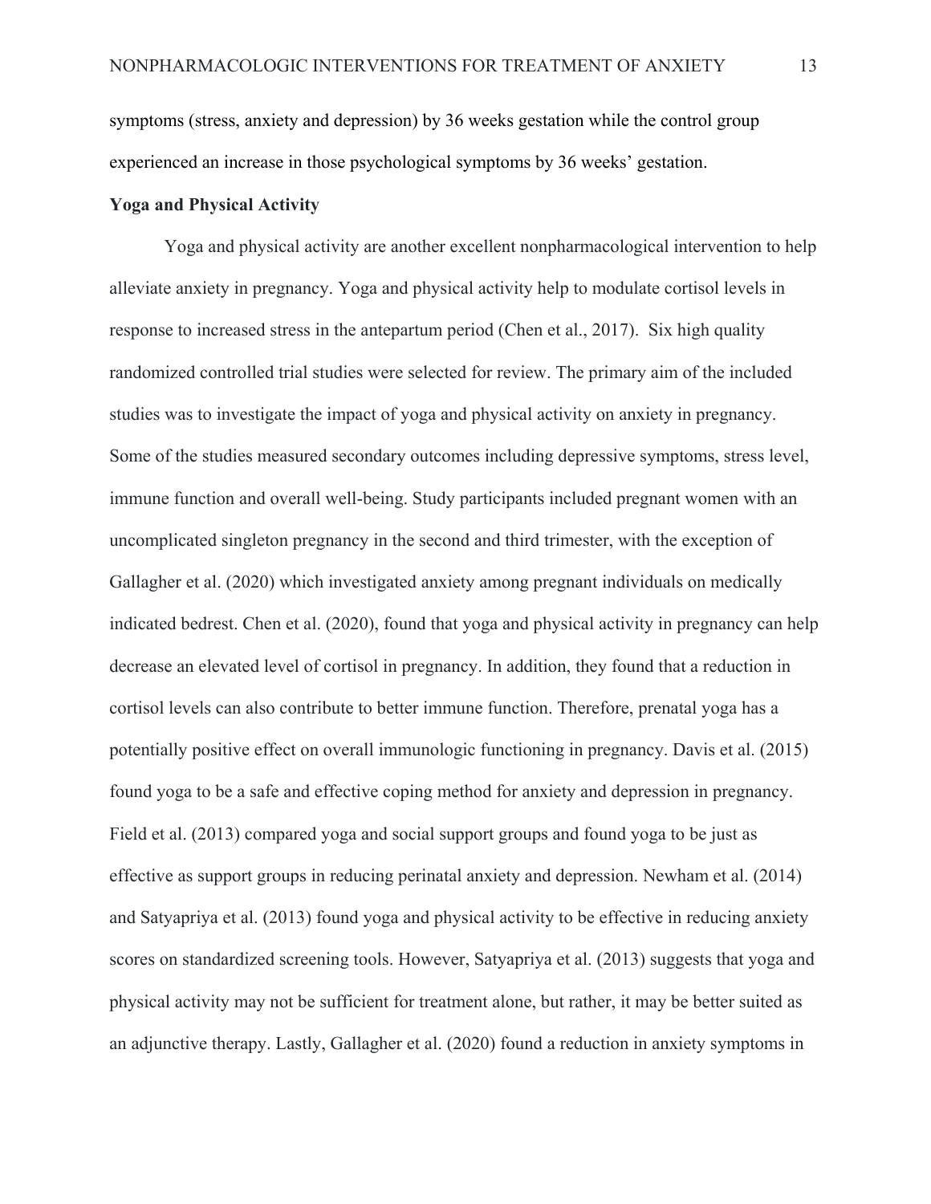symptoms (stress, anxiety and depression) by 36 weeks gestation while the control group experienced an increase in those psychological symptoms by 36 weeks' gestation.

**Yoga and Physical Activity**

Yoga and physical activity are another excellent nonpharmacological intervention to help alleviate anxiety in pregnancy. Yoga and physical activity help to modulate cortisol levels in response to increased stress in the antepartum period (Chen et al., 2017). Six high quality randomized controlled trial studies were selected for review. The primary aim of the included studies was to investigate the impact of yoga and physical activity on anxiety in pregnancy. Some of the studies measured secondary outcomes including depressive symptoms, stress level, immune function and overall well-being. Study participants included pregnant women with an uncomplicated singleton pregnancy in the second and third trimester, with the exception of Gallagher et al. (2020) which investigated anxiety among pregnant individuals on medically indicated bedrest. Chen et al. (2020), found that yoga and physical activity in pregnancy can help decrease an elevated level of cortisol in pregnancy. In addition, they found that a reduction in cortisol levels can also contribute to better immune function. Therefore, prenatal yoga has a potentially positive effect on overall immunologic functioning in pregnancy. Davis et al. (2015) found yoga to be a safe and effective coping method for anxiety and depression in pregnancy. Field et al. (2013) compared yoga and social support groups and found yoga to be just as effective as support groups in reducing perinatal anxiety and depression. Newham et al. (2014) and Satyapriya et al. (2013) found yoga and physical activity to be effective in reducing anxiety scores on standardized screening tools. However, Satyapriya et al. (2013) suggests that yoga and physical activity may not be sufficient for treatment alone, but rather, it may be better suited as an adjunctive therapy. Lastly, Gallagher et al. (2020) found a reduction in anxiety symptoms in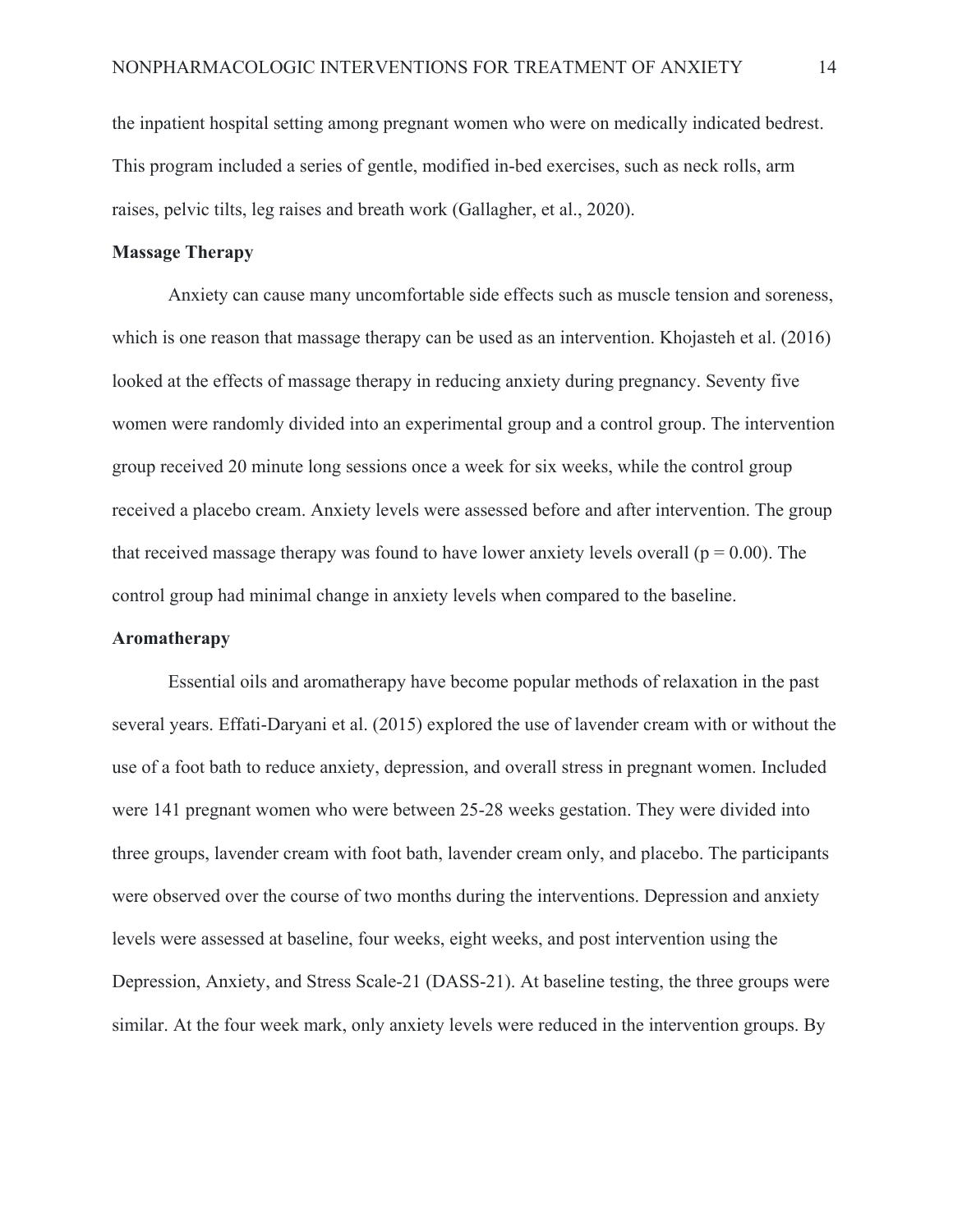the inpatient hospital setting among pregnant women who were on medically indicated bedrest. This program included a series of gentle, modified in-bed exercises, such as neck rolls, arm raises, pelvic tilts, leg raises and breath work (Gallagher, et al., 2020).

**Massage Therapy**

Anxiety can cause many uncomfortable side effects such as muscle tension and soreness, which is one reason that massage therapy can be used as an intervention. Khojasteh et al. (2016) looked at the effects of massage therapy in reducing anxiety during pregnancy. Seventy five women were randomly divided into an experimental group and a control group. The intervention group received 20 minute long sessions once a week for six weeks, while the control group received a placebo cream. Anxiety levels were assessed before and after intervention. The group that received massage therapy was found to have lower anxiety levels overall ($p = 0.00$). The control group had minimal change in anxiety levels when compared to the baseline.

**Aromatherapy**

Essential oils and aromatherapy have become popular methods of relaxation in the past several years. Effati-Daryani et al. (2015) explored the use of lavender cream with or without the use of a foot bath to reduce anxiety, depression, and overall stress in pregnant women. Included were 141 pregnant women who were between 25-28 weeks gestation. They were divided into three groups, lavender cream with foot bath, lavender cream only, and placebo. The participants were observed over the course of two months during the interventions. Depression and anxiety levels were assessed at baseline, four weeks, eight weeks, and post intervention using the Depression, Anxiety, and Stress Scale-21 (DASS-21). At baseline testing, the three groups were similar. At the four week mark, only anxiety levels were reduced in the intervention groups. By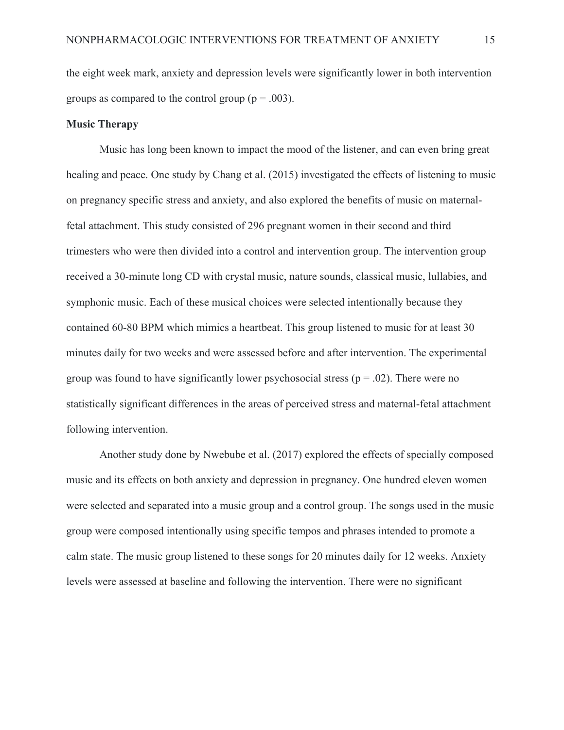the eight week mark, anxiety and depression levels were significantly lower in both intervention groups as compared to the control group ($p = .003$).

**Music Therapy**

Music has long been known to impact the mood of the listener, and can even bring great healing and peace. One study by Chang et al. (2015) investigated the effects of listening to music on pregnancy specific stress and anxiety, and also explored the benefits of music on maternal-fetal attachment. This study consisted of 296 pregnant women in their second and third trimesters who were then divided into a control and intervention group. The intervention group received a 30-minute long CD with crystal music, nature sounds, classical music, lullabies, and symphonic music. Each of these musical choices were selected intentionally because they contained 60-80 BPM which mimics a heartbeat. This group listened to music for at least 30 minutes daily for two weeks and were assessed before and after intervention. The experimental group was found to have significantly lower psychosocial stress ($p = .02$). There were no statistically significant differences in the areas of perceived stress and maternal-fetal attachment following intervention.

Another study done by Nwebube et al. (2017) explored the effects of specially composed music and its effects on both anxiety and depression in pregnancy. One hundred eleven women were selected and separated into a music group and a control group. The songs used in the music group were composed intentionally using specific tempos and phrases intended to promote a calm state. The music group listened to these songs for 20 minutes daily for 12 weeks. Anxiety levels were assessed at baseline and following the intervention. There were no significant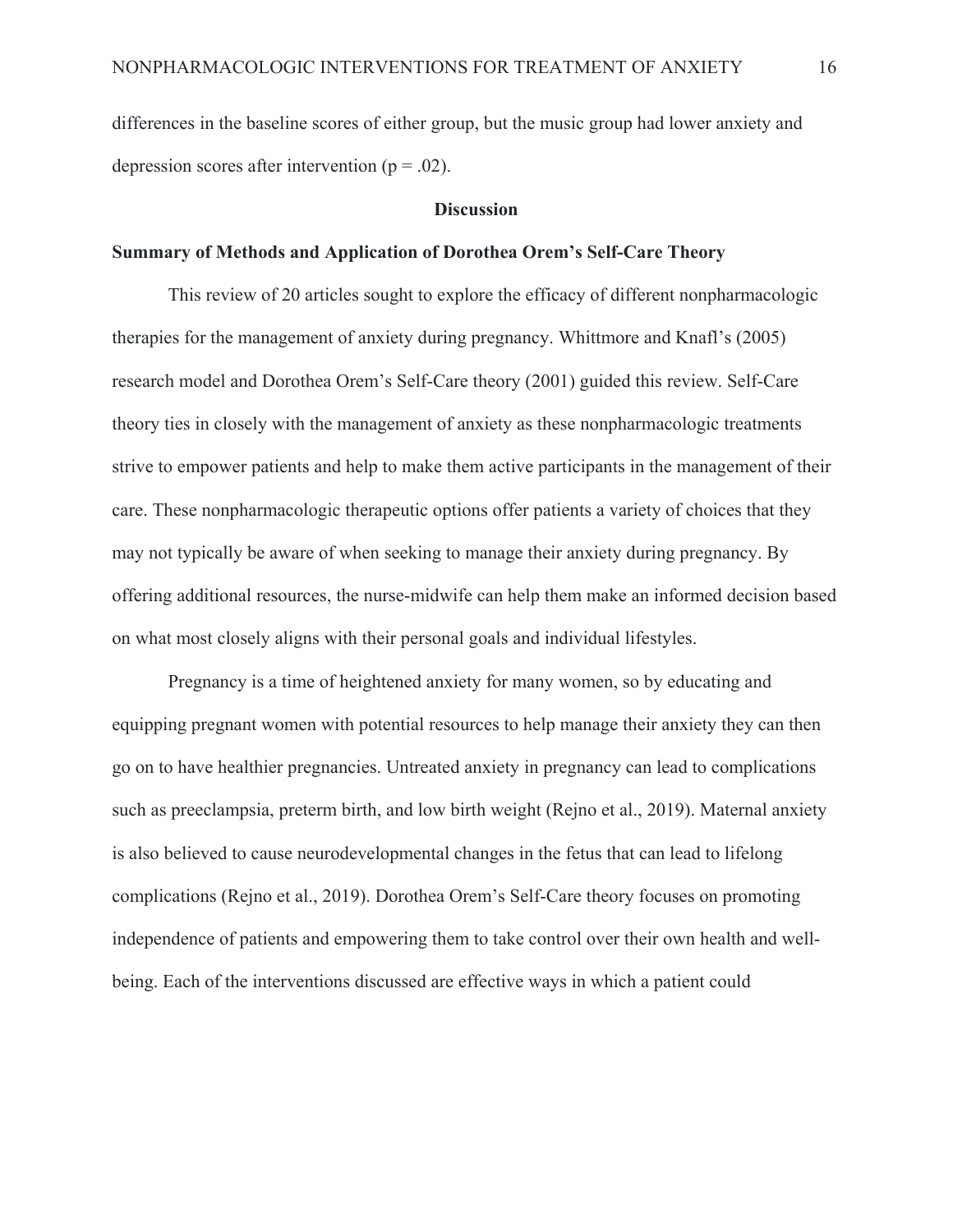differences in the baseline scores of either group, but the music group had lower anxiety and depression scores after intervention ($p = .02$).

## Discussion

### Summary of Methods and Application of Dorothea Orem's Self-Care Theory

This review of 20 articles sought to explore the efficacy of different nonpharmacologic therapies for the management of anxiety during pregnancy. Whittmore and Knafl's (2005) research model and Dorothea Orem's Self-Care theory (2001) guided this review. Self-Care theory ties in closely with the management of anxiety as these nonpharmacologic treatments strive to empower patients and help to make them active participants in the management of their care. These nonpharmacologic therapeutic options offer patients a variety of choices that they may not typically be aware of when seeking to manage their anxiety during pregnancy. By offering additional resources, the nurse-midwife can help them make an informed decision based on what most closely aligns with their personal goals and individual lifestyles.

Pregnancy is a time of heightened anxiety for many women, so by educating and equipping pregnant women with potential resources to help manage their anxiety they can then go on to have healthier pregnancies. Untreated anxiety in pregnancy can lead to complications such as preeclampsia, preterm birth, and low birth weight (Rejno et al., 2019). Maternal anxiety is also believed to cause neurodevelopmental changes in the fetus that can lead to lifelong complications (Rejno et al., 2019). Dorothea Orem's Self-Care theory focuses on promoting independence of patients and empowering them to take control over their own health and well-being. Each of the interventions discussed are effective ways in which a patient could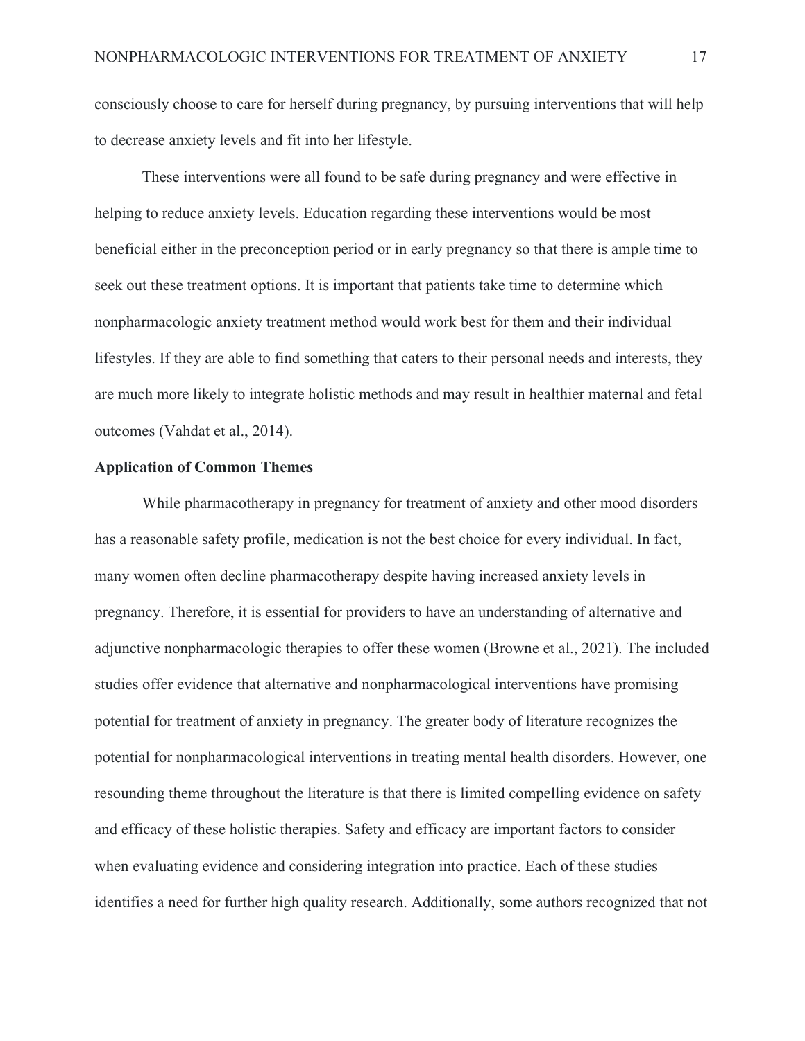consciously choose to care for herself during pregnancy, by pursuing interventions that will help to decrease anxiety levels and fit into her lifestyle.

These interventions were all found to be safe during pregnancy and were effective in helping to reduce anxiety levels. Education regarding these interventions would be most beneficial either in the preconception period or in early pregnancy so that there is ample time to seek out these treatment options. It is important that patients take time to determine which nonpharmacologic anxiety treatment method would work best for them and their individual lifestyles. If they are able to find something that caters to their personal needs and interests, they are much more likely to integrate holistic methods and may result in healthier maternal and fetal outcomes (Vahdat et al., 2014).

**Application of Common Themes**

While pharmacotherapy in pregnancy for treatment of anxiety and other mood disorders has a reasonable safety profile, medication is not the best choice for every individual. In fact, many women often decline pharmacotherapy despite having increased anxiety levels in pregnancy. Therefore, it is essential for providers to have an understanding of alternative and adjunctive nonpharmacologic therapies to offer these women (Browne et al., 2021). The included studies offer evidence that alternative and nonpharmacological interventions have promising potential for treatment of anxiety in pregnancy. The greater body of literature recognizes the potential for nonpharmacological interventions in treating mental health disorders. However, one resounding theme throughout the literature is that there is limited compelling evidence on safety and efficacy of these holistic therapies. Safety and efficacy are important factors to consider when evaluating evidence and considering integration into practice. Each of these studies identifies a need for further high quality research. Additionally, some authors recognized that not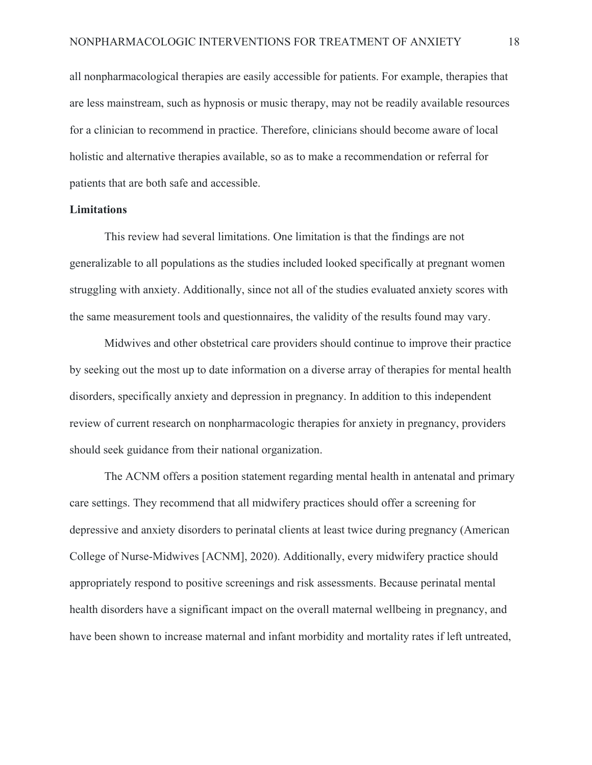all nonpharmacological therapies are easily accessible for patients. For example, therapies that are less mainstream, such as hypnosis or music therapy, may not be readily available resources for a clinician to recommend in practice. Therefore, clinicians should become aware of local holistic and alternative therapies available, so as to make a recommendation or referral for patients that are both safe and accessible.

**Limitations**

This review had several limitations. One limitation is that the findings are not generalizable to all populations as the studies included looked specifically at pregnant women struggling with anxiety. Additionally, since not all of the studies evaluated anxiety scores with the same measurement tools and questionnaires, the validity of the results found may vary.

Midwives and other obstetrical care providers should continue to improve their practice by seeking out the most up to date information on a diverse array of therapies for mental health disorders, specifically anxiety and depression in pregnancy. In addition to this independent review of current research on nonpharmacologic therapies for anxiety in pregnancy, providers should seek guidance from their national organization.

The ACNM offers a position statement regarding mental health in antenatal and primary care settings. They recommend that all midwifery practices should offer a screening for depressive and anxiety disorders to perinatal clients at least twice during pregnancy (American College of Nurse-Midwives [ACNM], 2020). Additionally, every midwifery practice should appropriately respond to positive screenings and risk assessments. Because perinatal mental health disorders have a significant impact on the overall maternal wellbeing in pregnancy, and have been shown to increase maternal and infant morbidity and mortality rates if left untreated,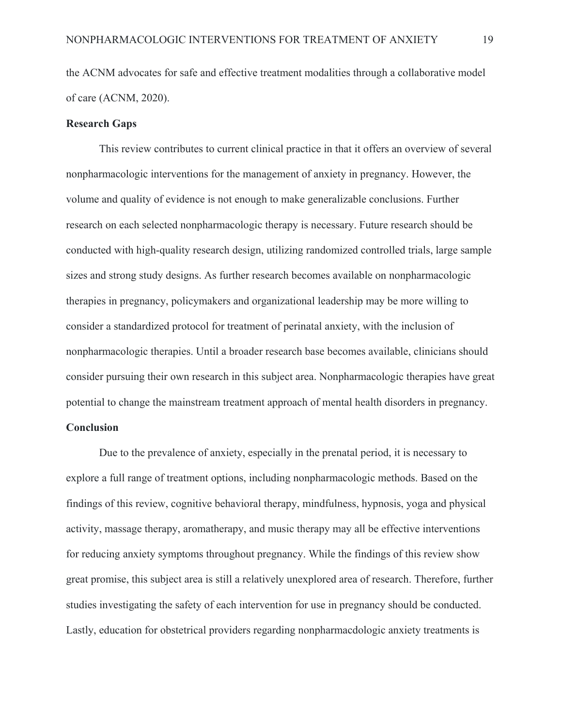the ACNM advocates for safe and effective treatment modalities through a collaborative model of care (ACNM, 2020).

**Research Gaps**

This review contributes to current clinical practice in that it offers an overview of several nonpharmacologic interventions for the management of anxiety in pregnancy. However, the volume and quality of evidence is not enough to make generalizable conclusions. Further research on each selected nonpharmacologic therapy is necessary. Future research should be conducted with high-quality research design, utilizing randomized controlled trials, large sample sizes and strong study designs. As further research becomes available on nonpharmacologic therapies in pregnancy, policymakers and organizational leadership may be more willing to consider a standardized protocol for treatment of perinatal anxiety, with the inclusion of nonpharmacologic therapies. Until a broader research base becomes available, clinicians should consider pursuing their own research in this subject area. Nonpharmacologic therapies have great potential to change the mainstream treatment approach of mental health disorders in pregnancy.

**Conclusion**

Due to the prevalence of anxiety, especially in the prenatal period, it is necessary to explore a full range of treatment options, including nonpharmacologic methods. Based on the findings of this review, cognitive behavioral therapy, mindfulness, hypnosis, yoga and physical activity, massage therapy, aromatherapy, and music therapy may all be effective interventions for reducing anxiety symptoms throughout pregnancy. While the findings of this review show great promise, this subject area is still a relatively unexplored area of research. Therefore, further studies investigating the safety of each intervention for use in pregnancy should be conducted. Lastly, education for obstetrical providers regarding nonpharmacdologic anxiety treatments is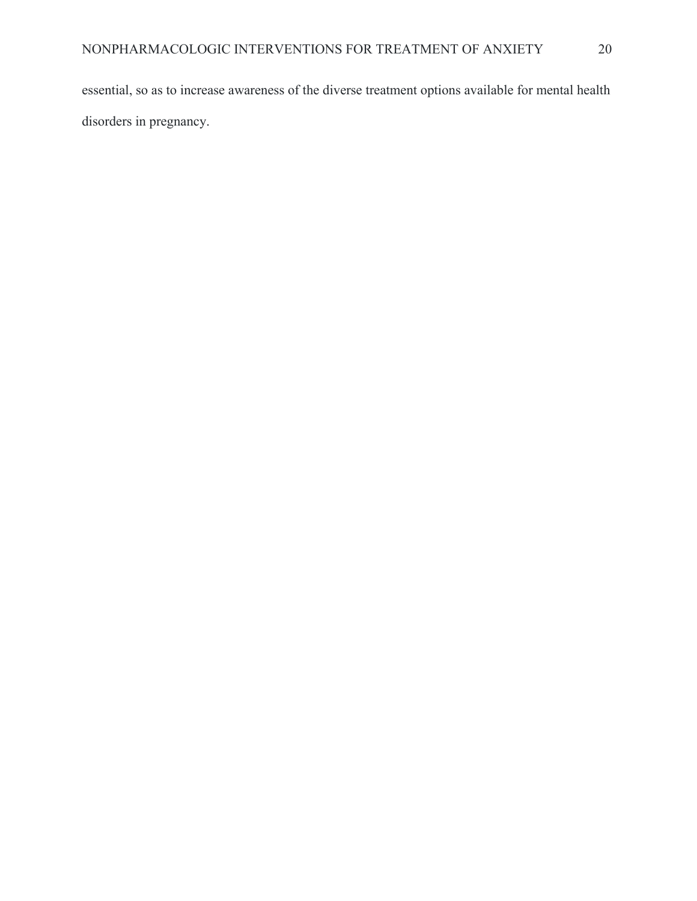essential, so as to increase awareness of the diverse treatment options available for mental health disorders in pregnancy.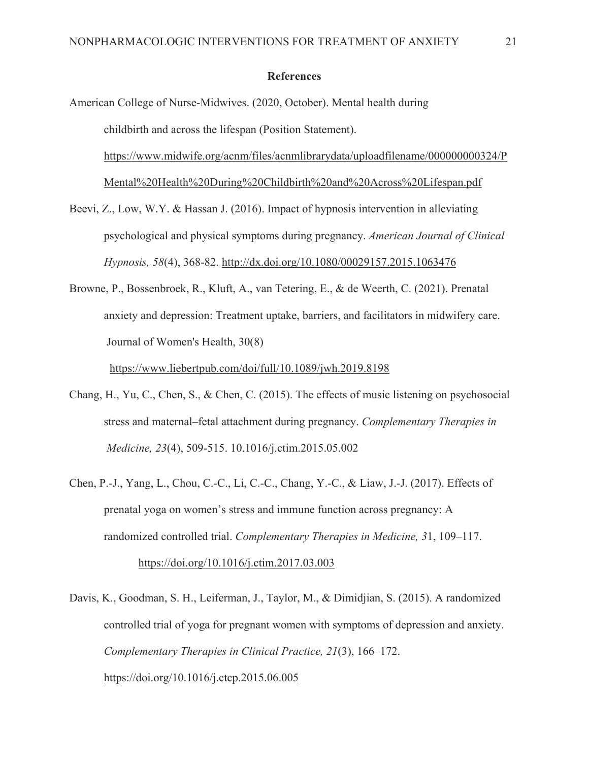## References

American College of Nurse-Midwives. (2020, October). Mental health during childbirth and across the lifespan (Position Statement). https://www.midwife.org/acnm/files/acnmlibrarydata/uploadfilename/000000000324/PMental%20Health%20During%20Childbirth%20and%20Across%20Lifespan.pdf

Beevi, Z., Low, W.Y. & Hassan J. (2016). Impact of hypnosis intervention in alleviating psychological and physical symptoms during pregnancy. *American Journal of Clinical Hypnosis, 58*(4), 368-82. http://dx.doi.org/10.1080/00029157.2015.1063476

Browne, P., Bossenbroek, R., Kluft, A., van Tetering, E., & de Weerth, C. (2021). Prenatal anxiety and depression: Treatment uptake, barriers, and facilitators in midwifery care. Journal of Women's Health, 30(8) https://www.liebertpub.com/doi/full/10.1089/jwh.2019.8198

Chang, H., Yu, C., Chen, S., & Chen, C. (2015). The effects of music listening on psychosocial stress and maternal–fetal attachment during pregnancy. *Complementary Therapies in Medicine, 23*(4), 509-515. 10.1016/j.ctim.2015.05.002

Chen, P.-J., Yang, L., Chou, C.-C., Li, C.-C., Chang, Y.-C., & Liaw, J.-J. (2017). Effects of prenatal yoga on women's stress and immune function across pregnancy: A randomized controlled trial. *Complementary Therapies in Medicine, 3*1, 109–117. https://doi.org/10.1016/j.ctim.2017.03.003

Davis, K., Goodman, S. H., Leiferman, J., Taylor, M., & Dimidjian, S. (2015). A randomized controlled trial of yoga for pregnant women with symptoms of depression and anxiety. *Complementary Therapies in Clinical Practice, 21*(3), 166–172. https://doi.org/10.1016/j.ctcp.2015.06.005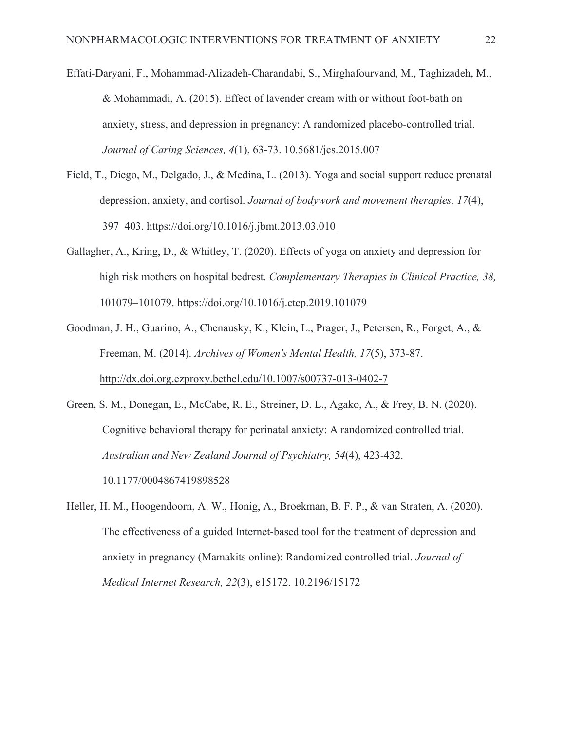Effati-Daryani, F., Mohammad-Alizadeh-Charandabi, S., Mirghafourvand, M., Taghizadeh, M., & Mohammadi, A. (2015). Effect of lavender cream with or without foot-bath on anxiety, stress, and depression in pregnancy: A randomized placebo-controlled trial. *Journal of Caring Sciences, 4*(1), 63-73. 10.5681/jcs.2015.007

Field, T., Diego, M., Delgado, J., & Medina, L. (2013). Yoga and social support reduce prenatal depression, anxiety, and cortisol. *Journal of bodywork and movement therapies, 17*(4), 397–403. https://doi.org/10.1016/j.jbmt.2013.03.010

Gallagher, A., Kring, D., & Whitley, T. (2020). Effects of yoga on anxiety and depression for high risk mothers on hospital bedrest. *Complementary Therapies in Clinical Practice, 38,* 101079–101079. https://doi.org/10.1016/j.ctcp.2019.101079

Goodman, J. H., Guarino, A., Chenausky, K., Klein, L., Prager, J., Petersen, R., Forget, A., & Freeman, M. (2014). *Archives of Women's Mental Health, 17*(5), 373-87. http://dx.doi.org.ezproxy.bethel.edu/10.1007/s00737-013-0402-7

Green, S. M., Donegan, E., McCabe, R. E., Streiner, D. L., Agako, A., & Frey, B. N. (2020). Cognitive behavioral therapy for perinatal anxiety: A randomized controlled trial. *Australian and New Zealand Journal of Psychiatry, 54*(4), 423-432. 10.1177/0004867419898528

Heller, H. M., Hoogendoorn, A. W., Honig, A., Broekman, B. F. P., & van Straten, A. (2020). The effectiveness of a guided Internet-based tool for the treatment of depression and anxiety in pregnancy (Mamakits online): Randomized controlled trial. *Journal of Medical Internet Research, 22*(3), e15172. 10.2196/15172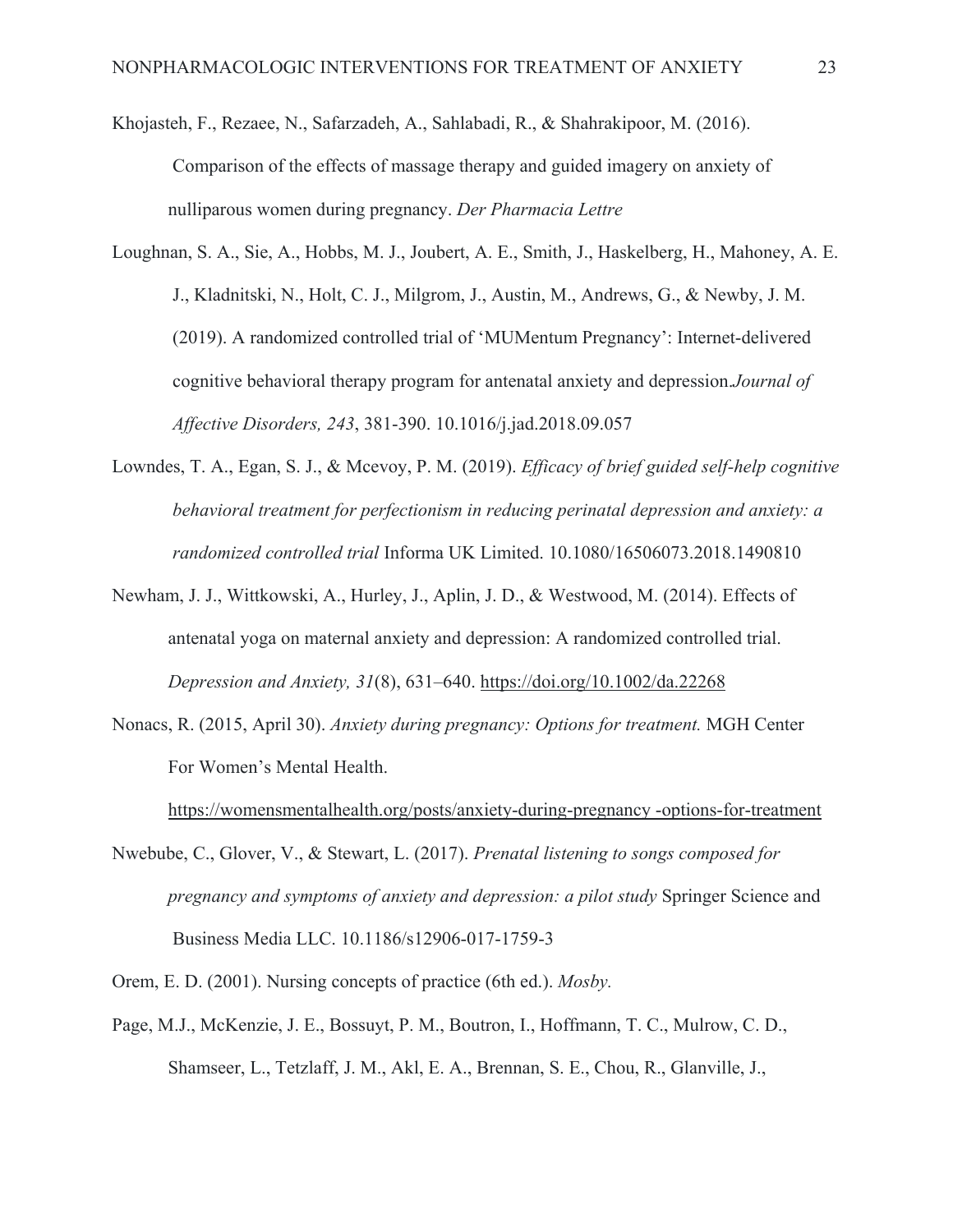Khojasteh, F., Rezaee, N., Safarzadeh, A., Sahlabadi, R., & Shahrakipoor, M. (2016). Comparison of the effects of massage therapy and guided imagery on anxiety of nulliparous women during pregnancy. *Der Pharmacia Lettre*

Loughnan, S. A., Sie, A., Hobbs, M. J., Joubert, A. E., Smith, J., Haskelberg, H., Mahoney, A. E. J., Kladnitski, N., Holt, C. J., Milgrom, J., Austin, M., Andrews, G., & Newby, J. M. (2019). A randomized controlled trial of 'MUMentum Pregnancy': Internet-delivered cognitive behavioral therapy program for antenatal anxiety and depression.*Journal of Affective Disorders, 243*, 381-390. 10.1016/j.jad.2018.09.057

Lowndes, T. A., Egan, S. J., & Mcevoy, P. M. (2019). *Efficacy of brief guided self-help cognitive behavioral treatment for perfectionism in reducing perinatal depression and anxiety: a randomized controlled trial* Informa UK Limited. 10.1080/16506073.2018.1490810

Newham, J. J., Wittkowski, A., Hurley, J., Aplin, J. D., & Westwood, M. (2014). Effects of antenatal yoga on maternal anxiety and depression: A randomized controlled trial. *Depression and Anxiety, 31*(8), 631–640. https://doi.org/10.1002/da.22268

Nonacs, R. (2015, April 30). *Anxiety during pregnancy: Options for treatment.* MGH Center For Women's Mental Health. https://womensmentalhealth.org/posts/anxiety-during-pregnancy -options-for-treatment

Nwebube, C., Glover, V., & Stewart, L. (2017). *Prenatal listening to songs composed for pregnancy and symptoms of anxiety and depression: a pilot study* Springer Science and Business Media LLC. 10.1186/s12906-017-1759-3

Orem, E. D. (2001). Nursing concepts of practice (6th ed.). *Mosby.*

Page, M.J., McKenzie, J. E., Bossuyt, P. M., Boutron, I., Hoffmann, T. C., Mulrow, C. D., Shamseer, L., Tetzlaff, J. M., Akl, E. A., Brennan, S. E., Chou, R., Glanville, J.,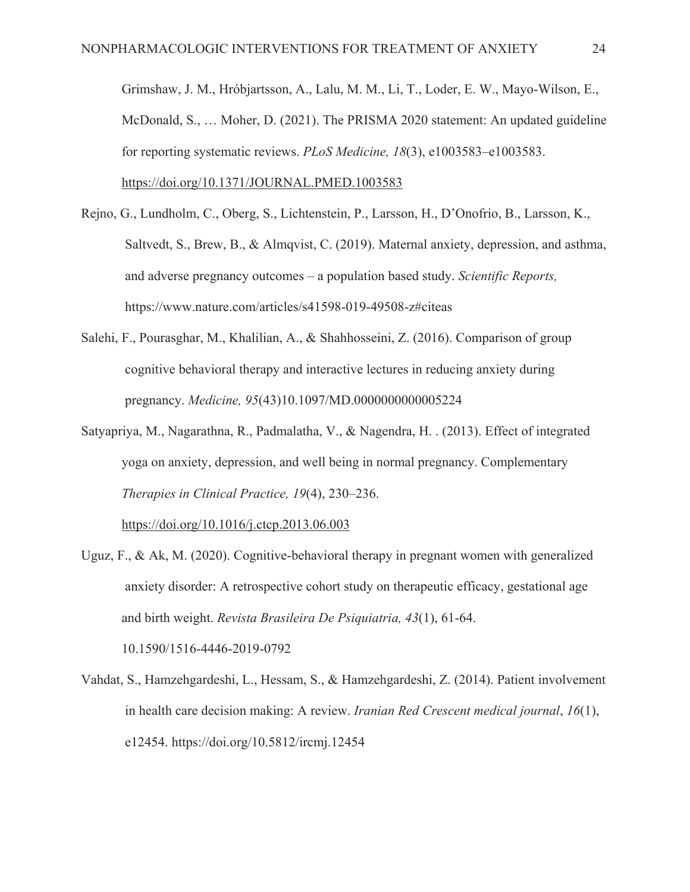Grimshaw, J. M., Hróbjartsson, A., Lalu, M. M., Li, T., Loder, E. W., Mayo-Wilson, E., McDonald, S., … Moher, D. (2021). The PRISMA 2020 statement: An updated guideline for reporting systematic reviews. *PLoS Medicine, 18*(3), e1003583–e1003583. https://doi.org/10.1371/JOURNAL.PMED.1003583

Rejno, G., Lundholm, C., Oberg, S., Lichtenstein, P., Larsson, H., D'Onofrio, B., Larsson, K., Saltvedt, S., Brew, B., & Almqvist, C. (2019). Maternal anxiety, depression, and asthma, and adverse pregnancy outcomes – a population based study. *Scientific Reports,* https://www.nature.com/articles/s41598-019-49508-z#citeas

Salehi, F., Pourasghar, M., Khalilian, A., & Shahhosseini, Z. (2016). Comparison of group cognitive behavioral therapy and interactive lectures in reducing anxiety during pregnancy. *Medicine, 95*(43)10.1097/MD.0000000000005224

Satyapriya, M., Nagarathna, R., Padmalatha, V., & Nagendra, H. . (2013). Effect of integrated yoga on anxiety, depression, and well being in normal pregnancy. Complementary *Therapies in Clinical Practice, 19*(4), 230–236. https://doi.org/10.1016/j.ctcp.2013.06.003

Uguz, F., & Ak, M. (2020). Cognitive-behavioral therapy in pregnant women with generalized anxiety disorder: A retrospective cohort study on therapeutic efficacy, gestational age and birth weight. *Revista Brasileira De Psiquiatria, 43*(1), 61-64. 10.1590/1516-4446-2019-0792

Vahdat, S., Hamzehgardeshi, L., Hessam, S., & Hamzehgardeshi, Z. (2014). Patient involvement in health care decision making: A review. *Iranian Red Crescent medical journal*, *16*(1), e12454. https://doi.org/10.5812/ircmj.12454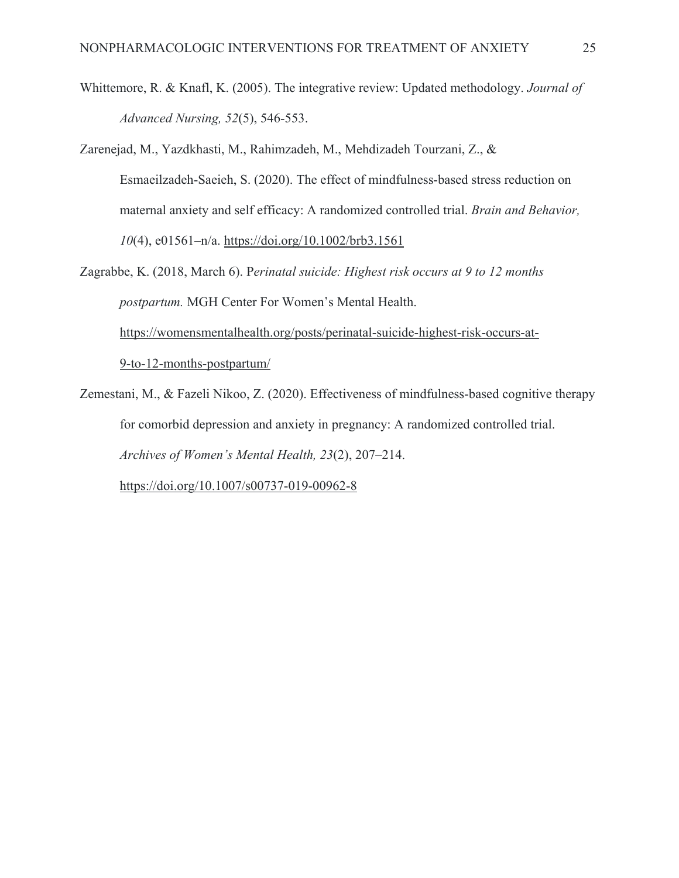Whittemore, R. & Knafl, K. (2005). The integrative review: Updated methodology. *Journal of Advanced Nursing, 52*(5), 546-553.

Zarenejad, M., Yazdkhasti, M., Rahimzadeh, M., Mehdizadeh Tourzani, Z., & Esmaeilzadeh-Saeieh, S. (2020). The effect of mindfulness-based stress reduction on maternal anxiety and self efficacy: A randomized controlled trial. *Brain and Behavior, 10*(4), e01561–n/a. https://doi.org/10.1002/brb3.1561

Zagrabbe, K. (2018, March 6). P*erinatal suicide: Highest risk occurs at 9 to 12 months postpartum.* MGH Center For Women's Mental Health. https://womensmentalhealth.org/posts/perinatal-suicide-highest-risk-occurs-at-9-to-12-months-postpartum/

Zemestani, M., & Fazeli Nikoo, Z. (2020). Effectiveness of mindfulness-based cognitive therapy for comorbid depression and anxiety in pregnancy: A randomized controlled trial. *Archives of Women's Mental Health, 23*(2), 207–214. https://doi.org/10.1007/s00737-019-00962-8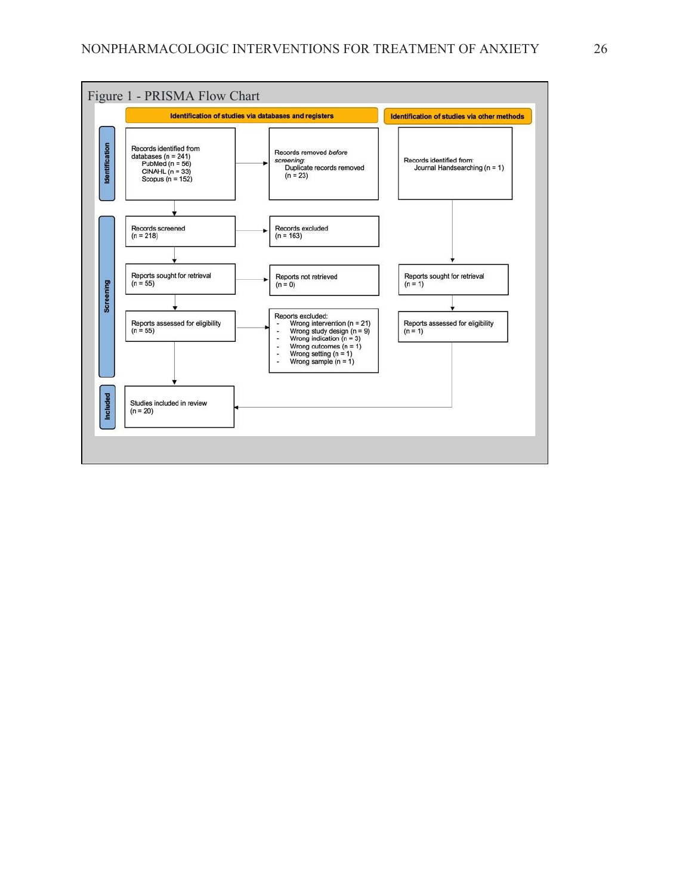Figure 1 - PRISMA Flow Chart

**Identification of studies via databases and registers**

**Identification**

Records identified from databases (n = 241)
- PubMed (n = 56)
- CINAHL (n = 33)
- Scopus (n = 152)

Records removed *before screening*:
- Duplicate records removed (n = 23)

**Screening**

Records screened (n = 218)

Records excluded (n = 163)

Reports sought for retrieval (n = 55)

Reports not retrieved (n = 0)

Reports assessed for eligibility (n = 55)

Reports excluded:
- Wrong intervention (n = 21)
- Wrong study design (n = 9)
- Wrong indication (n = 3)
- Wrong outcomes (n = 1)
- Wrong setting (n = 1)
- Wrong sample (n = 1)

**Included**

Studies included in review (n = 20)

**Identification of studies via other methods**

Records identified from:
- Journal Handsearching (n = 1)

Reports sought for retrieval (n = 1)

Reports assessed for eligibility (n = 1)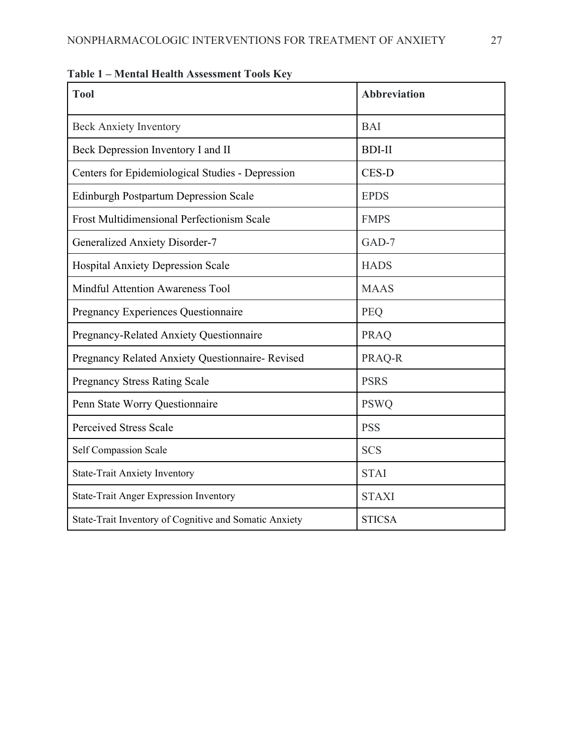**Table 1 – Mental Health Assessment Tools Key**

| Tool | Abbreviation |
| --- | --- |
| Beck Anxiety Inventory | BAI |
| Beck Depression Inventory I and II | BDI-II |
| Centers for Epidemiological Studies - Depression | CES-D |
| Edinburgh Postpartum Depression Scale | EPDS |
| Frost Multidimensional Perfectionism Scale | FMPS |
| Generalized Anxiety Disorder-7 | GAD-7 |
| Hospital Anxiety Depression Scale | HADS |
| Mindful Attention Awareness Tool | MAAS |
| Pregnancy Experiences Questionnaire | PEQ |
| Pregnancy-Related Anxiety Questionnaire | PRAQ |
| Pregnancy Related Anxiety Questionnaire- Revised | PRAQ-R |
| Pregnancy Stress Rating Scale | PSRS |
| Penn State Worry Questionnaire | PSWQ |
| Perceived Stress Scale | PSS |
| Self Compassion Scale | SCS |
| State-Trait Anxiety Inventory | STAI |
| State-Trait Anger Expression Inventory | STAXI |
| State-Trait Inventory of Cognitive and Somatic Anxiety | STICSA |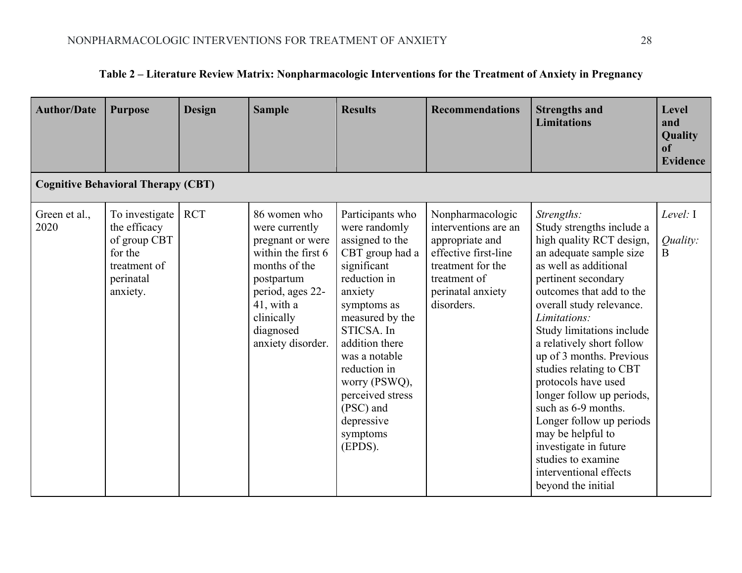**Table 2 – Literature Review Matrix: Nonpharmacologic Interventions for the Treatment of Anxiety in Pregnancy**

| Author/Date | Purpose | Design | Sample | Results | Recommendations | Strengths and Limitations | Level and Quality of Evidence |
|---|---|---|---|---|---|---|---|
| **Cognitive Behavioral Therapy (CBT)** | | | | | | | |
| Green et al., 2020 | To investigate the efficacy of group CBT for the treatment of perinatal anxiety. | RCT | 86 women who were currently pregnant or were within the first 6 months of the postpartum period, ages 22-41, with a clinically diagnosed anxiety disorder. | Participants who were randomly assigned to the CBT group had a significant reduction in anxiety symptoms as measured by the STICSA. In addition there was a notable reduction in worry (PSWQ), perceived stress (PSC) and depressive symptoms (EPDS). | Nonpharmacologic interventions are an appropriate and effective first-line treatment for the treatment of perinatal anxiety disorders. | *Strengths:* Study strengths include a high quality RCT design, an adequate sample size as well as additional pertinent secondary outcomes that add to the overall study relevance. *Limitations:* Study limitations include a relatively short follow up of 3 months. Previous studies relating to CBT protocols have used longer follow up periods, such as 6-9 months. Longer follow up periods may be helpful to investigate in future studies to examine interventional effects beyond the initial | *Level:* I *Quality:* B |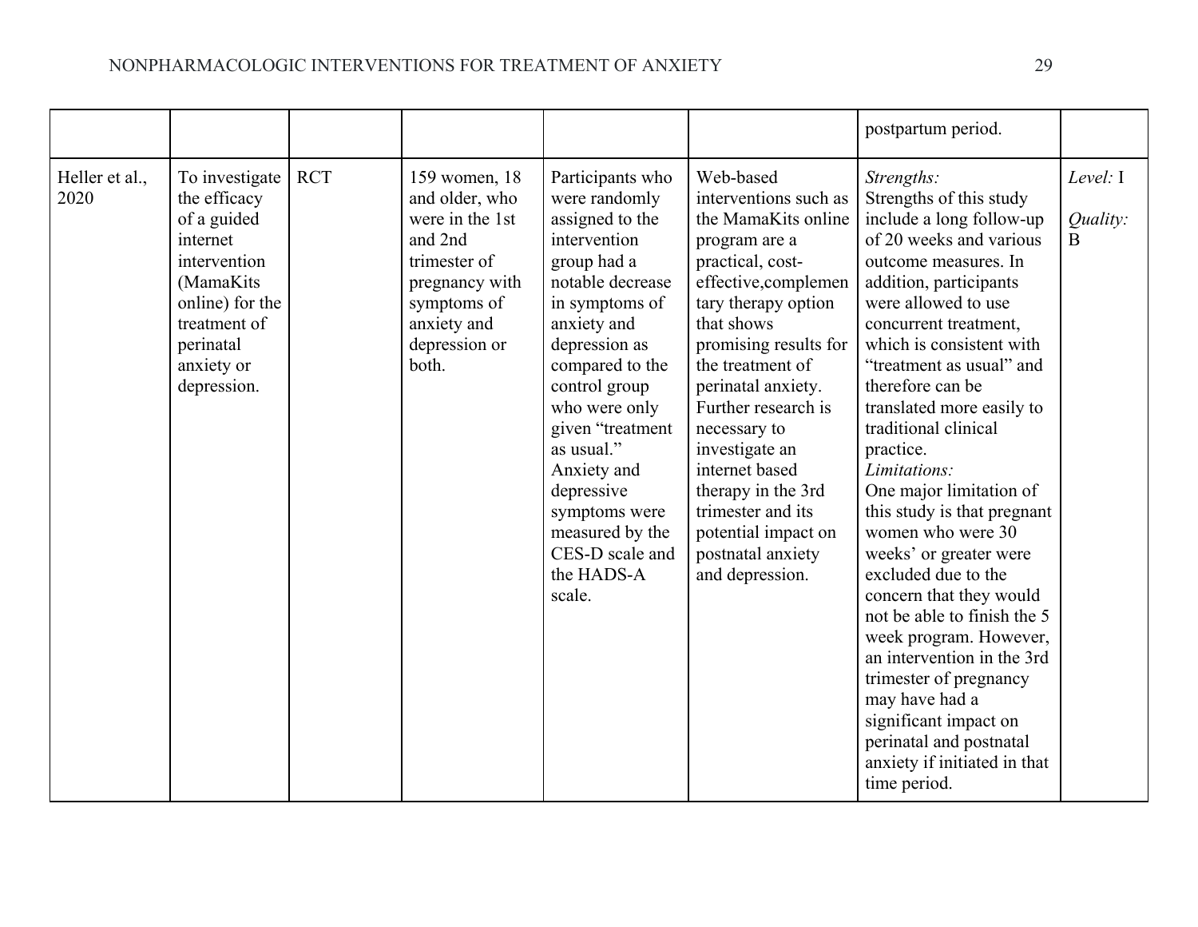|  |  |  |  |  |  | postpartum period. |  |
|---|---|---|---|---|---|---|---|
| Heller et al., 2020 | To investigate the efficacy of a guided internet intervention (MamaKits online) for the treatment of perinatal anxiety or depression. | RCT | 159 women, 18 and older, who were in the 1st and 2nd trimester of pregnancy with symptoms of anxiety and depression or both. | Participants who were randomly assigned to the intervention group had a notable decrease in symptoms of anxiety and depression as compared to the control group who were only given "treatment as usual." Anxiety and depressive symptoms were measured by the CES-D scale and the HADS-A scale. | Web-based interventions such as the MamaKits online program are a practical, cost-effective,complementary therapy option that shows promising results for the treatment of perinatal anxiety. Further research is necessary to investigate an internet based therapy in the 3rd trimester and its potential impact on postnatal anxiety and depression. | *Strengths:* Strengths of this study include a long follow-up of 20 weeks and various outcome measures. In addition, participants were allowed to use concurrent treatment, which is consistent with "treatment as usual" and therefore can be translated more easily to traditional clinical practice. *Limitations:* One major limitation of this study is that pregnant women who were 30 weeks' or greater were excluded due to the concern that they would not be able to finish the 5 week program. However, an intervention in the 3rd trimester of pregnancy may have had a significant impact on perinatal and postnatal anxiety if initiated in that time period. | *Level:* I *Quality:* B |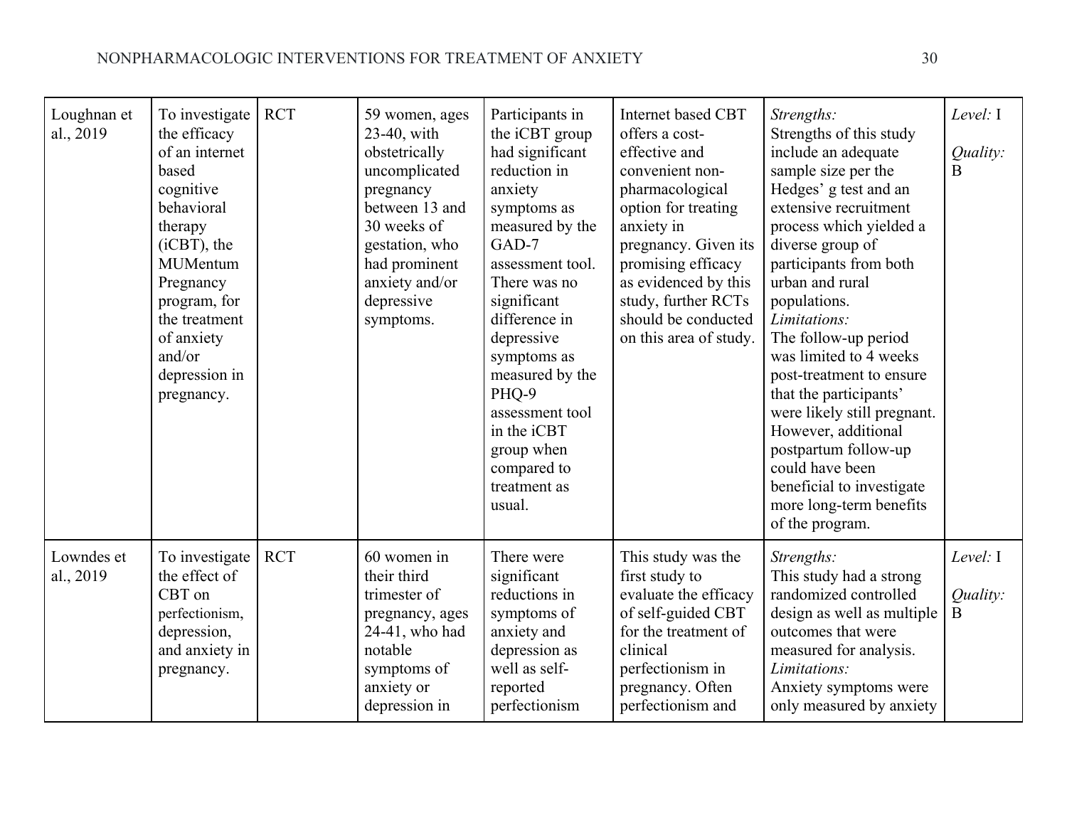| | | | | | | | |
|---|---|---|---|---|---|---|---|
| Loughnan et al., 2019 | To investigate the efficacy of an internet based cognitive behavioral therapy (iCBT), the MUMentum Pregnancy program, for the treatment of anxiety and/or depression in pregnancy. | RCT | 59 women, ages 23-40, with obstetrically uncomplicated pregnancy between 13 and 30 weeks of gestation, who had prominent anxiety and/or depressive symptoms. | Participants in the iCBT group had significant reduction in anxiety symptoms as measured by the GAD-7 assessment tool. There was no significant difference in depressive symptoms as measured by the PHQ-9 assessment tool in the iCBT group when compared to treatment as usual. | Internet based CBT offers a cost-effective and convenient non-pharmacological option for treating anxiety in pregnancy. Given its promising efficacy as evidenced by this study, further RCTs should be conducted on this area of study. | *Strengths:* Strengths of this study include an adequate sample size per the Hedges' g test and an extensive recruitment process which yielded a diverse group of participants from both urban and rural populations. *Limitations:* The follow-up period was limited to 4 weeks post-treatment to ensure that the participants' were likely still pregnant. However, additional postpartum follow-up could have been beneficial to investigate more long-term benefits of the program. | *Level:* I *Quality:* B |
| Lowndes et al., 2019 | To investigate the effect of CBT on perfectionism, depression, and anxiety in pregnancy. | RCT | 60 women in their third trimester of pregnancy, ages 24-41, who had notable symptoms of anxiety or depression in | There were significant reductions in symptoms of anxiety and depression as well as self-reported perfectionism | This study was the first study to evaluate the efficacy of self-guided CBT for the treatment of clinical perfectionism in pregnancy. Often perfectionism and | *Strengths:* This study had a strong randomized controlled design as well as multiple outcomes that were measured for analysis. *Limitations:* Anxiety symptoms were only measured by anxiety | *Level:* I *Quality:* B |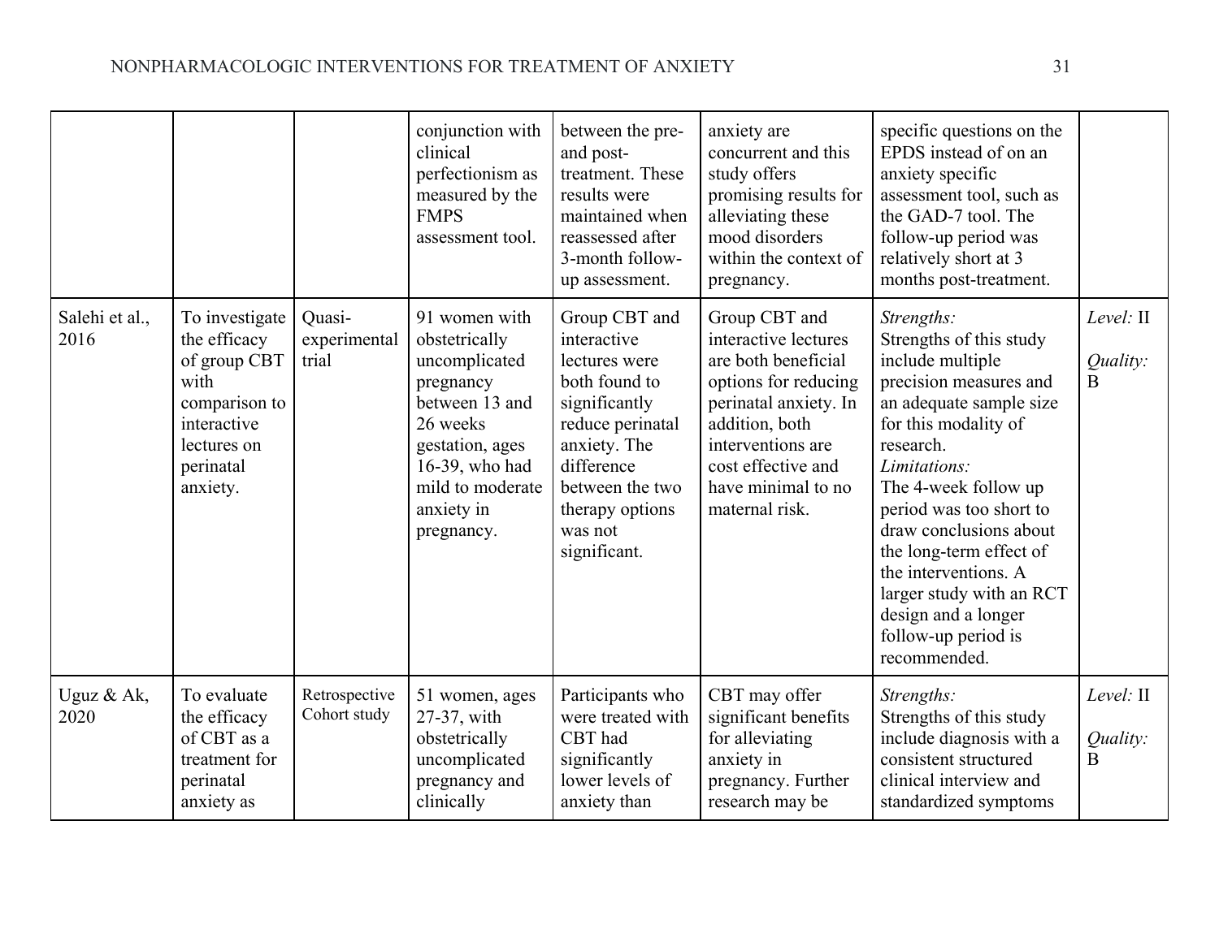| | | | conjunction with clinical perfectionism as measured by the FMPS assessment tool. | between the pre- and post-treatment. These results were maintained when reassessed after 3-month follow-up assessment. | anxiety are concurrent and this study offers promising results for alleviating these mood disorders within the context of pregnancy. | specific questions on the EPDS instead of on an anxiety specific assessment tool, such as the GAD-7 tool. The follow-up period was relatively short at 3 months post-treatment. | |
|---|---|---|---|---|---|---|---|
| Salehi et al., 2016 | To investigate the efficacy of group CBT with comparison to interactive lectures on perinatal anxiety. | Quasi-experimental trial | 91 women with obstetrically uncomplicated pregnancy between 13 and 26 weeks gestation, ages 16-39, who had mild to moderate anxiety in pregnancy. | Group CBT and interactive lectures were both found to significantly reduce perinatal anxiety. The difference between the two therapy options was not significant. | Group CBT and interactive lectures are both beneficial options for reducing perinatal anxiety. In addition, both interventions are cost effective and have minimal to no maternal risk. | *Strengths:* Strengths of this study include multiple precision measures and an adequate sample size for this modality of research. *Limitations:* The 4-week follow up period was too short to draw conclusions about the long-term effect of the interventions. A larger study with an RCT design and a longer follow-up period is recommended. | *Level:* II *Quality:* B |
| Uguz & Ak, 2020 | To evaluate the efficacy of CBT as a treatment for perinatal anxiety as | Retrospective Cohort study | 51 women, ages 27-37, with obstetrically uncomplicated pregnancy and clinically | Participants who were treated with CBT had significantly lower levels of anxiety than | CBT may offer significant benefits for alleviating anxiety in pregnancy. Further research may be | *Strengths:* Strengths of this study include diagnosis with a consistent structured clinical interview and standardized symptoms | *Level:* II *Quality:* B |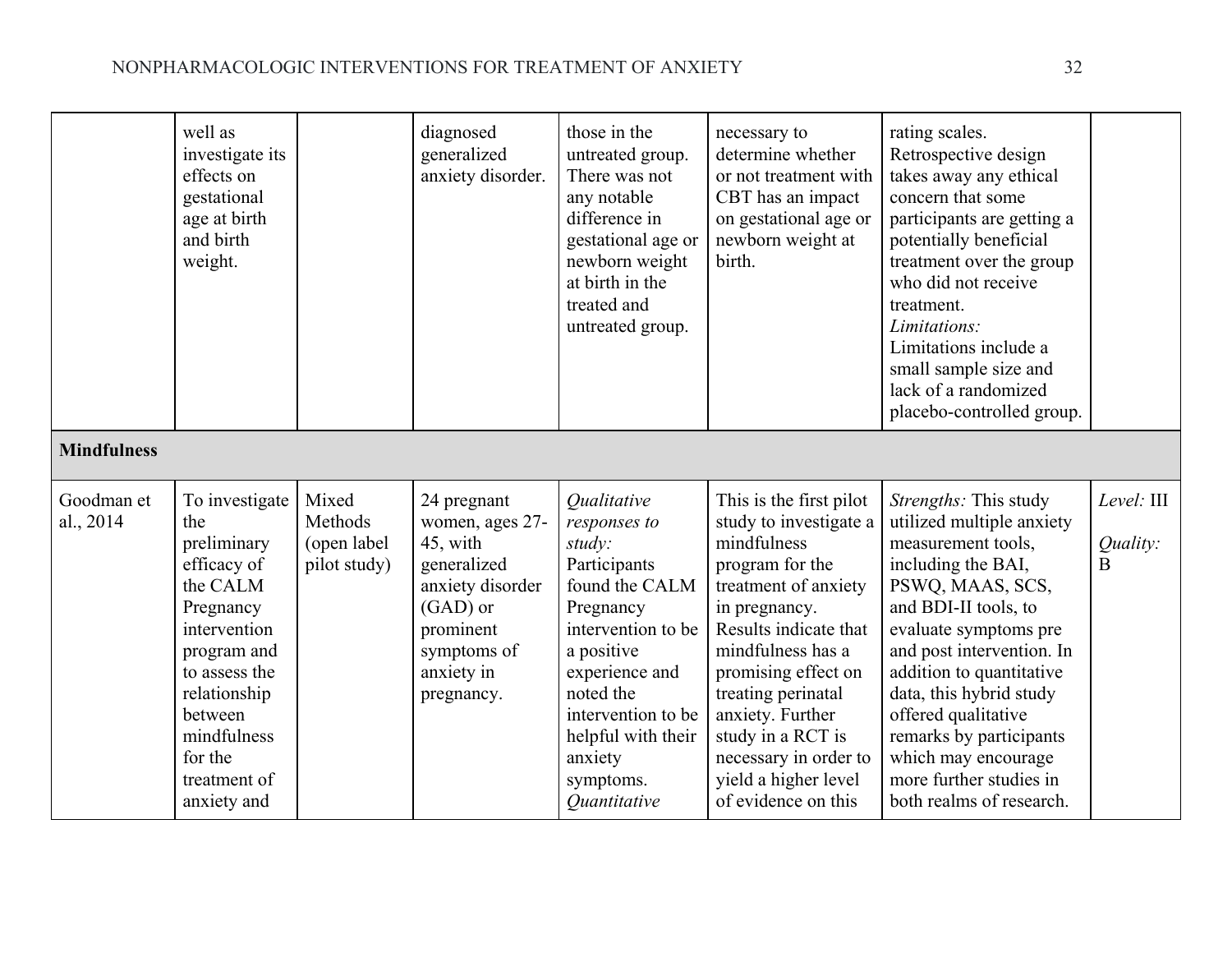| | | | | | | | |
|---|---|---|---|---|---|---|---|
| | well as investigate its effects on gestational age at birth and birth weight. | | diagnosed generalized anxiety disorder. | those in the untreated group. There was not any notable difference in gestational age or newborn weight at birth in the treated and untreated group. | necessary to determine whether or not treatment with CBT has an impact on gestational age or newborn weight at birth. | rating scales. Retrospective design takes away any ethical concern that some participants are getting a potentially beneficial treatment over the group who did not receive treatment. *Limitations:* Limitations include a small sample size and lack of a randomized placebo-controlled group. | |
| **Mindfulness** | | | | | | | |
| Goodman et al., 2014 | To investigate the preliminary efficacy of the CALM Pregnancy intervention program and to assess the relationship between mindfulness for the treatment of anxiety and | Mixed Methods (open label pilot study) | 24 pregnant women, ages 27-45, with generalized anxiety disorder (GAD) or prominent symptoms of anxiety in pregnancy. | *Qualitative responses to study:* Participants found the CALM Pregnancy intervention to be a positive experience and noted the intervention to be helpful with their anxiety symptoms. *Quantitative* | This is the first pilot study to investigate a mindfulness program for the treatment of anxiety in pregnancy. Results indicate that mindfulness has a promising effect on treating perinatal anxiety. Further study in a RCT is necessary in order to yield a higher level of evidence on this | *Strengths:* This study utilized multiple anxiety measurement tools, including the BAI, PSWQ, MAAS, SCS, and BDI-II tools, to evaluate symptoms pre and post intervention. In addition to quantitative data, this hybrid study offered qualitative remarks by participants which may encourage more further studies in both realms of research. | *Level:* III *Quality:* B |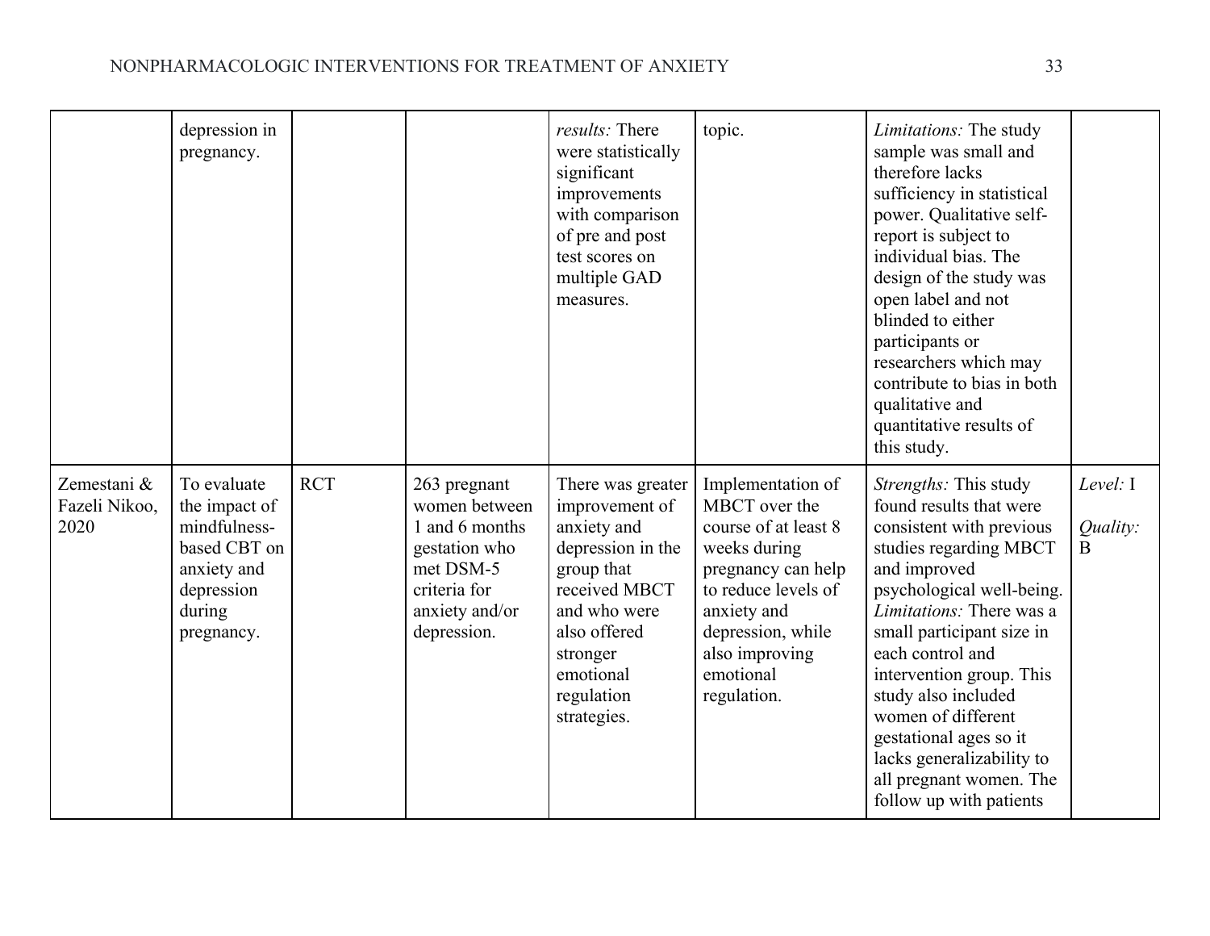| | | | | | | | |
|---|---|---|---|---|---|---|---|
| | depression in pregnancy. | | | *results:* There were statistically significant improvements with comparison of pre and post test scores on multiple GAD measures. | topic. | *Limitations:* The study sample was small and therefore lacks sufficiency in statistical power. Qualitative self-report is subject to individual bias. The design of the study was open label and not blinded to either participants or researchers which may contribute to bias in both qualitative and quantitative results of this study. | |
| Zemestani & Fazeli Nikoo, 2020 | To evaluate the impact of mindfulness-based CBT on anxiety and depression during pregnancy. | RCT | 263 pregnant women between 1 and 6 months gestation who met DSM-5 criteria for anxiety and/or depression. | There was greater improvement of anxiety and depression in the group that received MBCT and who were also offered stronger emotional regulation strategies. | Implementation of MBCT over the course of at least 8 weeks during pregnancy can help to reduce levels of anxiety and depression, while also improving emotional regulation. | *Strengths:* This study found results that were consistent with previous studies regarding MBCT and improved psychological well-being. *Limitations:* There was a small participant size in each control and intervention group. This study also included women of different gestational ages so it lacks generalizability to all pregnant women. The follow up with patients | *Level:* I *Quality:* B |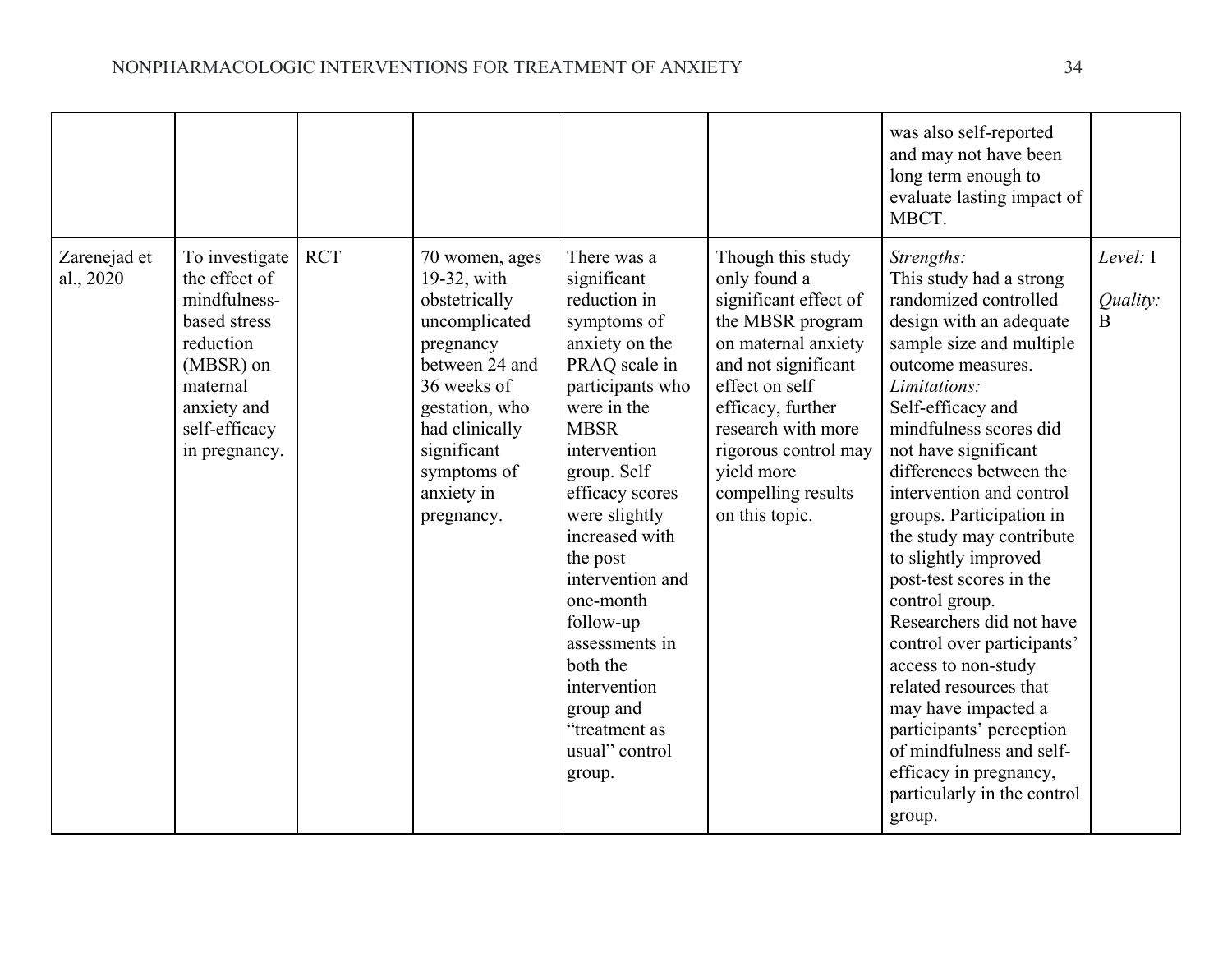| | | | | | | | |
|---|---|---|---|---|---|---|---|
| | | | | | | was also self-reported and may not have been long term enough to evaluate lasting impact of MBCT. | |
| Zarenejad et al., 2020 | To investigate the effect of mindfulness-based stress reduction (MBSR) on maternal anxiety and self-efficacy in pregnancy. | RCT | 70 women, ages 19-32, with obstetrically uncomplicated pregnancy between 24 and 36 weeks of gestation, who had clinically significant symptoms of anxiety in pregnancy. | There was a significant reduction in symptoms of anxiety on the PRAQ scale in participants who were in the MBSR intervention group. Self efficacy scores were slightly increased with the post intervention and one-month follow-up assessments in both the intervention group and "treatment as usual" control group. | Though this study only found a significant effect of the MBSR program on maternal anxiety and not significant effect on self efficacy, further research with more rigorous control may yield more compelling results on this topic. | *Strengths:* This study had a strong randomized controlled design with an adequate sample size and multiple outcome measures. *Limitations:* Self-efficacy and mindfulness scores did not have significant differences between the intervention and control groups. Participation in the study may contribute to slightly improved post-test scores in the control group. Researchers did not have control over participants' access to non-study related resources that may have impacted a participants' perception of mindfulness and self-efficacy in pregnancy, particularly in the control group. | *Level:* I *Quality:* B |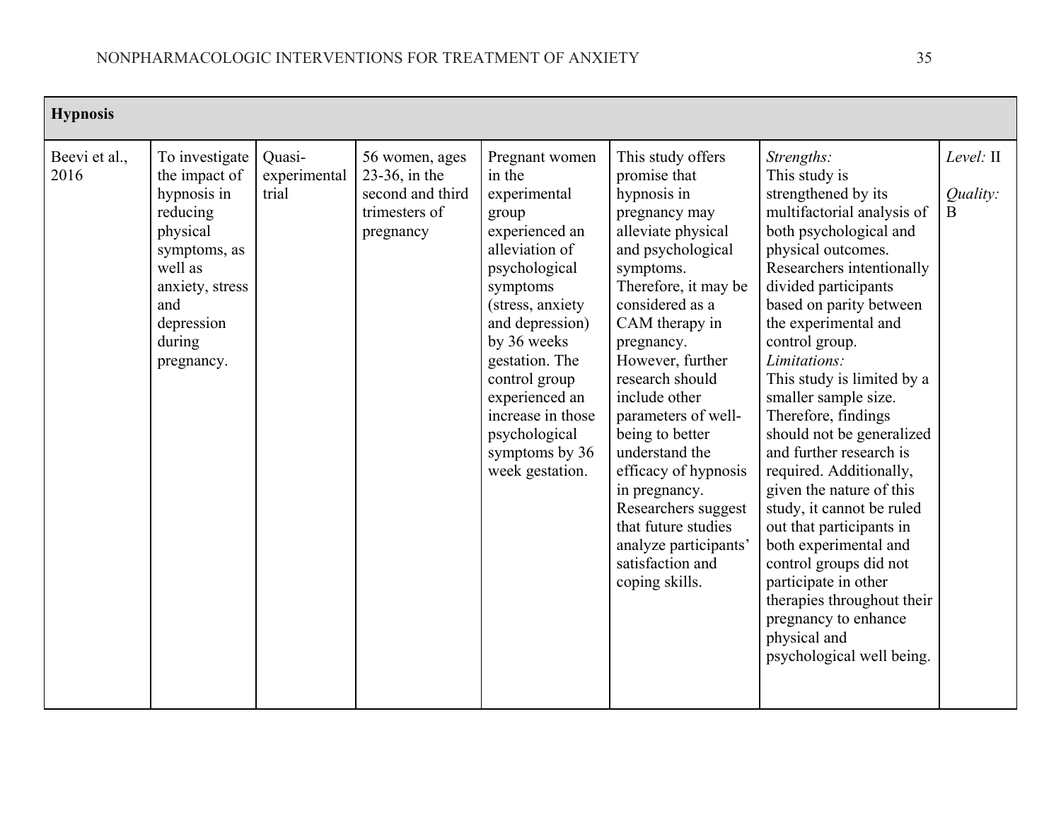| **Hypnosis** | | | | | | | |
|---|---|---|---|---|---|---|---|
| Beevi et al., 2016 | To investigate the impact of hypnosis in reducing physical symptoms, as well as anxiety, stress and depression during pregnancy. | Quasi-experimental trial | 56 women, ages 23-36, in the second and third trimesters of pregnancy | Pregnant women in the experimental group experienced an alleviation of psychological symptoms (stress, anxiety and depression) by 36 weeks gestation. The control group experienced an increase in those psychological symptoms by 36 week gestation. | This study offers promise that hypnosis in pregnancy may alleviate physical and psychological symptoms. Therefore, it may be considered as a CAM therapy in pregnancy. However, further research should include other parameters of well-being to better understand the efficacy of hypnosis in pregnancy. Researchers suggest that future studies analyze participants' satisfaction and coping skills. | *Strengths:* This study is strengthened by its multifactorial analysis of both psychological and physical outcomes. Researchers intentionally divided participants based on parity between the experimental and control group. *Limitations:* This study is limited by a smaller sample size. Therefore, findings should not be generalized and further research is required. Additionally, given the nature of this study, it cannot be ruled out that participants in both experimental and control groups did not participate in other therapies throughout their pregnancy to enhance physical and psychological well being. | *Level:* II *Quality:* B |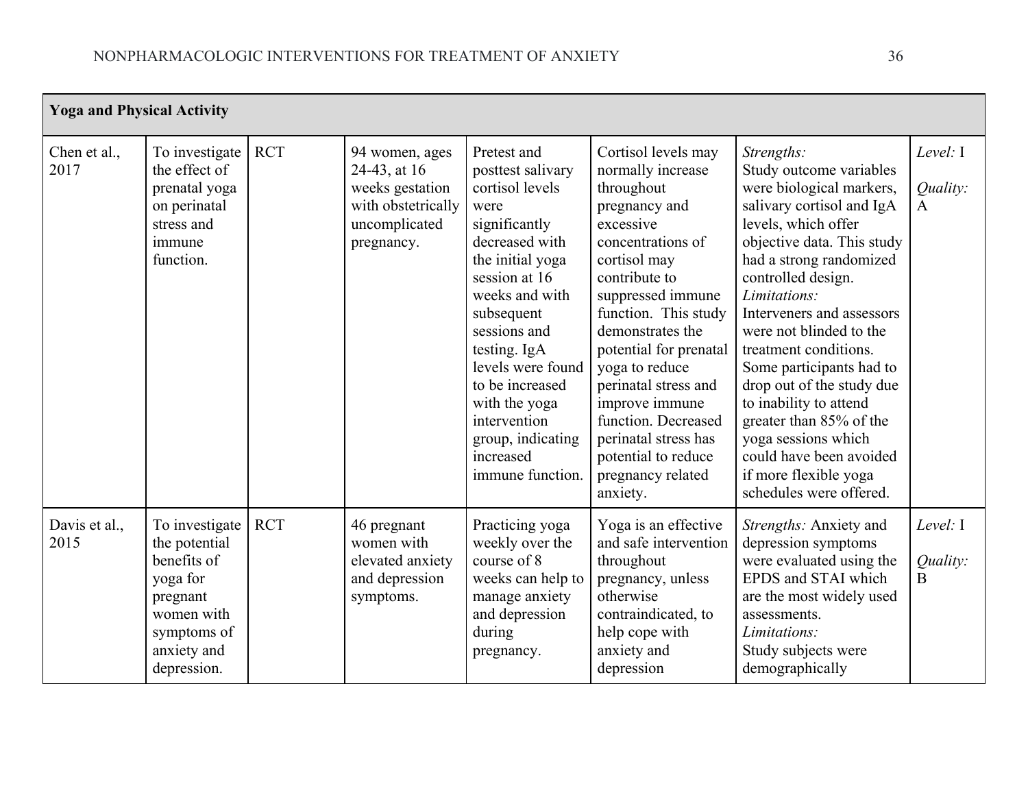| **Yoga and Physical Activity** | | | | | | | |
|---|---|---|---|---|---|---|---|
| Chen et al., 2017 | To investigate the effect of prenatal yoga on perinatal stress and immune function. | RCT | 94 women, ages 24-43, at 16 weeks gestation with obstetrically uncomplicated pregnancy. | Pretest and posttest salivary cortisol levels were significantly decreased with the initial yoga session at 16 weeks and with subsequent sessions and testing. IgA levels were found to be increased with the yoga intervention group, indicating increased immune function. | Cortisol levels may normally increase throughout pregnancy and excessive concentrations of cortisol may contribute to suppressed immune function. This study demonstrates the potential for prenatal yoga to reduce perinatal stress and improve immune function. Decreased perinatal stress has potential to reduce pregnancy related anxiety. | *Strengths:* Study outcome variables were biological markers, salivary cortisol and IgA levels, which offer objective data. This study had a strong randomized controlled design. *Limitations:* Interveners and assessors were not blinded to the treatment conditions. Some participants had to drop out of the study due to inability to attend greater than 85% of the yoga sessions which could have been avoided if more flexible yoga schedules were offered. | *Level:* I *Quality:* A |
| Davis et al., 2015 | To investigate the potential benefits of yoga for pregnant women with symptoms of anxiety and depression. | RCT | 46 pregnant women with elevated anxiety and depression symptoms. | Practicing yoga weekly over the course of 8 weeks can help to manage anxiety and depression during pregnancy. | Yoga is an effective and safe intervention throughout pregnancy, unless otherwise contraindicated, to help cope with anxiety and depression | *Strengths:* Anxiety and depression symptoms were evaluated using the EPDS and STAI which are the most widely used assessments. *Limitations:* Study subjects were demographically | *Level:* I *Quality:* B |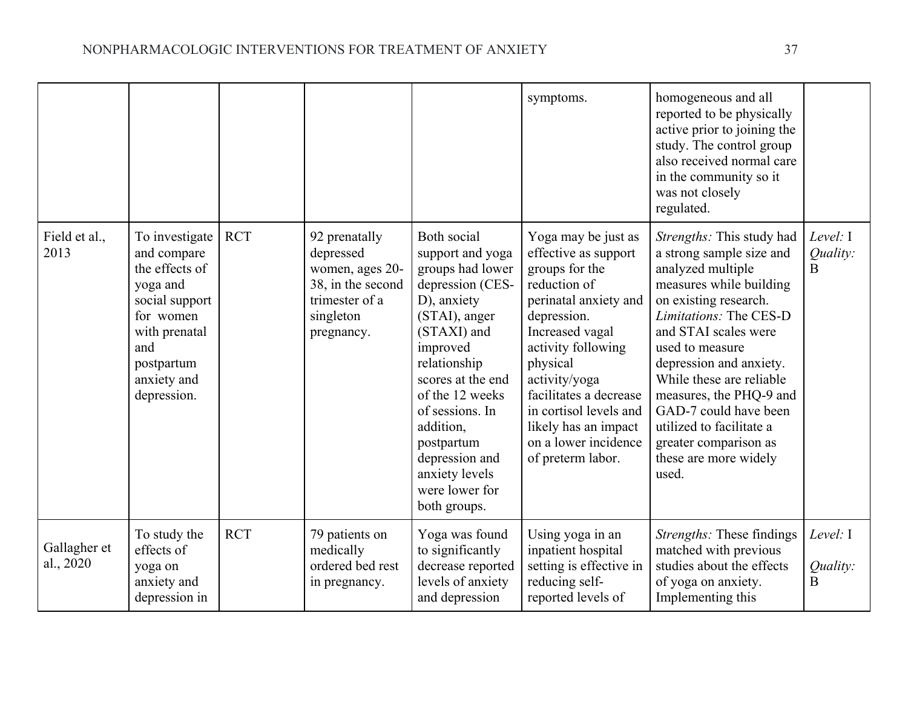| | | | | | | | |
|---|---|---|---|---|---|---|---|
| | | | | | symptoms. | homogeneous and all reported to be physically active prior to joining the study. The control group also received normal care in the community so it was not closely regulated. | |
| Field et al., 2013 | To investigate and compare the effects of yoga and social support for women with prenatal and postpartum anxiety and depression. | RCT | 92 prenatally depressed women, ages 20-38, in the second trimester of a singleton pregnancy. | Both social support and yoga groups had lower depression (CES-D), anxiety (STAI), anger (STAXI) and improved relationship scores at the end of the 12 weeks of sessions. In addition, postpartum depression and anxiety levels were lower for both groups. | Yoga may be just as effective as support groups for the reduction of perinatal anxiety and depression. Increased vagal activity following physical activity/yoga facilitates a decrease in cortisol levels and likely has an impact on a lower incidence of preterm labor. | *Strengths:* This study had a strong sample size and analyzed multiple measures while building on existing research. *Limitations:* The CES-D and STAI scales were used to measure depression and anxiety. While these are reliable measures, the PHQ-9 and GAD-7 could have been utilized to facilitate a greater comparison as these are more widely used. | *Level:* I *Quality:* B |
| Gallagher et al., 2020 | To study the effects of yoga on anxiety and depression in | RCT | 79 patients on medically ordered bed rest in pregnancy. | Yoga was found to significantly decrease reported levels of anxiety and depression | Using yoga in an inpatient hospital setting is effective in reducing self-reported levels of | *Strengths:* These findings matched with previous studies about the effects of yoga on anxiety. Implementing this | *Level:* I *Quality:* B |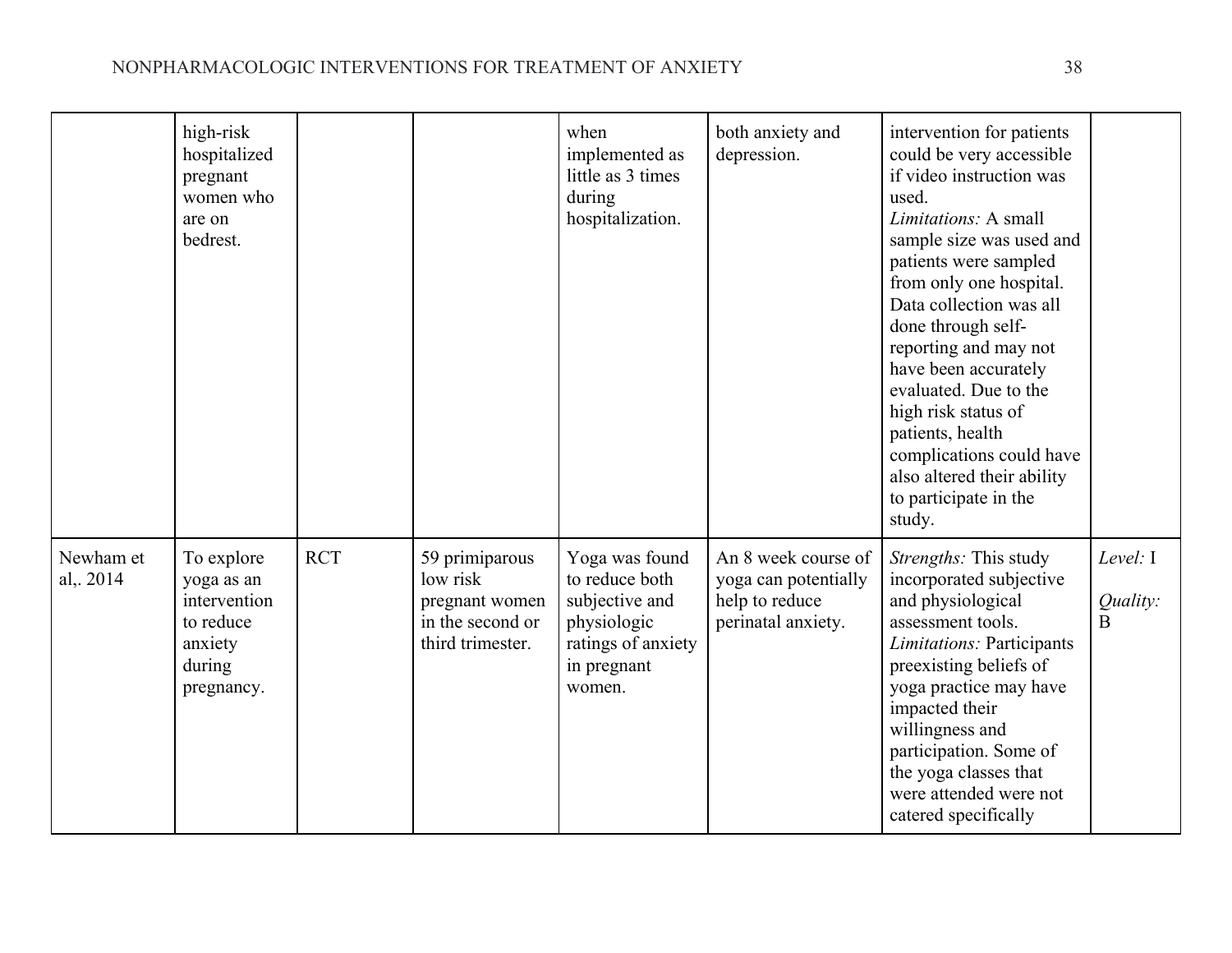| | | | | | | | |
|---|---|---|---|---|---|---|---|
| | high-risk hospitalized pregnant women who are on bedrest. | | | when implemented as little as 3 times during hospitalization. | both anxiety and depression. | intervention for patients could be very accessible if video instruction was used. *Limitations:* A small sample size was used and patients were sampled from only one hospital. Data collection was all done through self-reporting and may not have been accurately evaluated. Due to the high risk status of patients, health complications could have also altered their ability to participate in the study. | |
| Newham et al,. 2014 | To explore yoga as an intervention to reduce anxiety during pregnancy. | RCT | 59 primiparous low risk pregnant women in the second or third trimester. | Yoga was found to reduce both subjective and physiologic ratings of anxiety in pregnant women. | An 8 week course of yoga can potentially help to reduce perinatal anxiety. | *Strengths:* This study incorporated subjective and physiological assessment tools. *Limitations:* Participants preexisting beliefs of yoga practice may have impacted their willingness and participation. Some of the yoga classes that were attended were not catered specifically | *Level:* I *Quality:* B |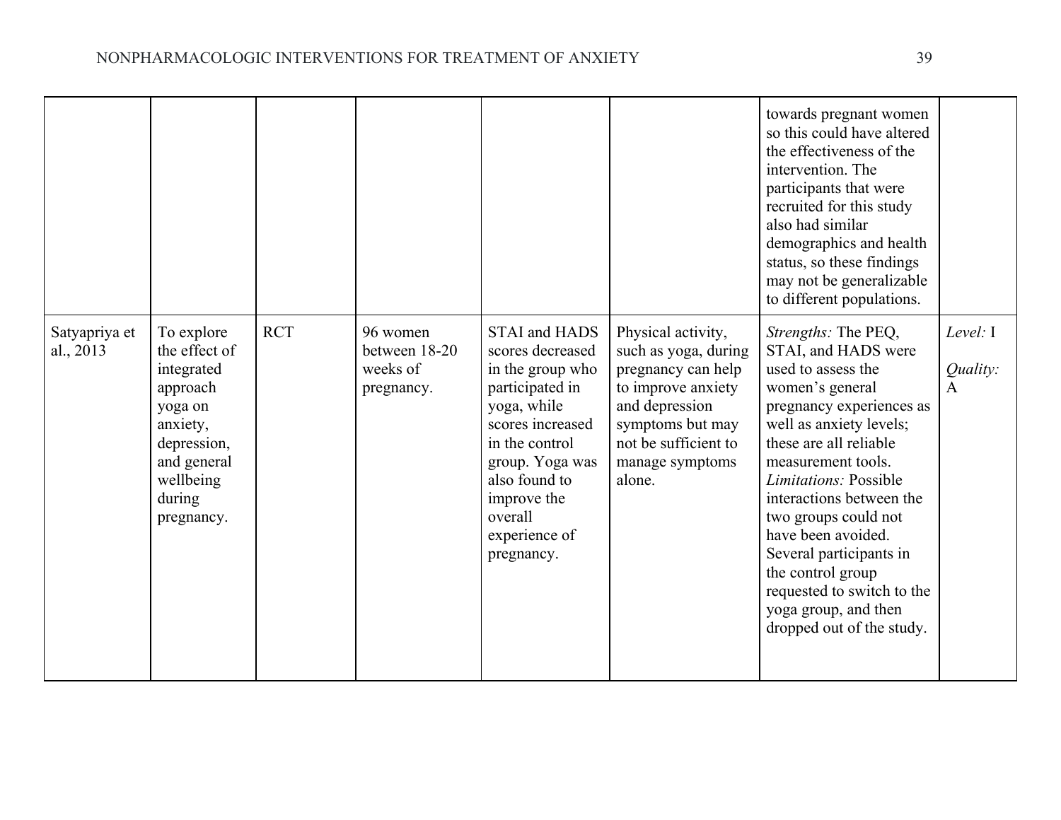| | | | | | | | |
|---|---|---|---|---|---|---|---|
| | | | | | | towards pregnant women so this could have altered the effectiveness of the intervention. The participants that were recruited for this study also had similar demographics and health status, so these findings may not be generalizable to different populations. | |
| Satyapriya et al., 2013 | To explore the effect of integrated approach yoga on anxiety, depression, and general wellbeing during pregnancy. | RCT | 96 women between 18-20 weeks of pregnancy. | STAI and HADS scores decreased in the group who participated in yoga, while scores increased in the control group. Yoga was also found to improve the overall experience of pregnancy. | Physical activity, such as yoga, during pregnancy can help to improve anxiety and depression symptoms but may not be sufficient to manage symptoms alone. | *Strengths:* The PEQ, STAI, and HADS were used to assess the women's general pregnancy experiences as well as anxiety levels; these are all reliable measurement tools. *Limitations:* Possible interactions between the two groups could not have been avoided. Several participants in the control group requested to switch to the yoga group, and then dropped out of the study. | *Level:* I<br><br>*Quality:* A |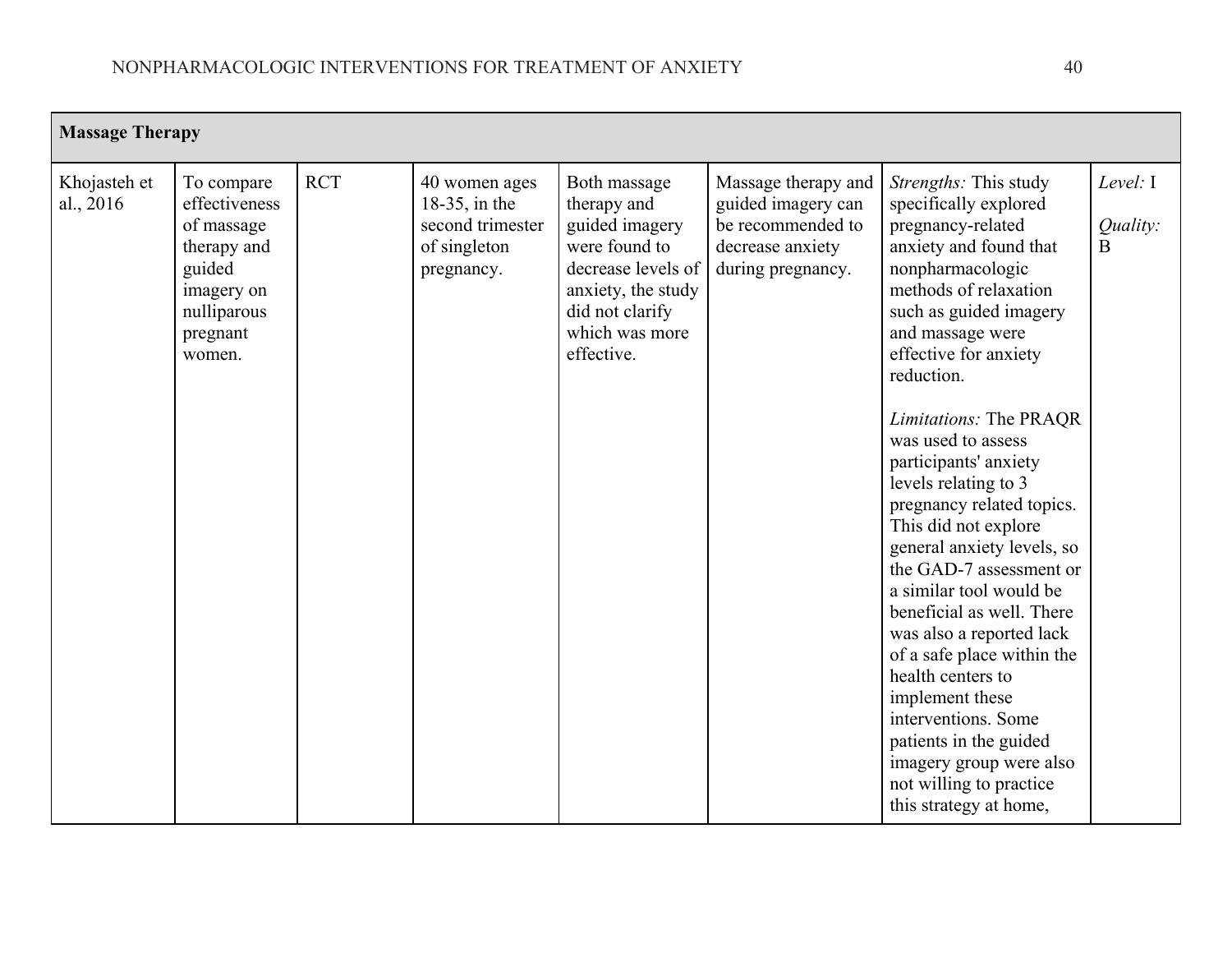| **Massage Therapy** | | | | | | | |
|---|---|---|---|---|---|---|---|
| Khojasteh et al., 2016 | To compare effectiveness of massage therapy and guided imagery on nulliparous pregnant women. | RCT | 40 women ages 18-35, in the second trimester of singleton pregnancy. | Both massage therapy and guided imagery were found to decrease levels of anxiety, the study did not clarify which was more effective. | Massage therapy and guided imagery can be recommended to decrease anxiety during pregnancy. | *Strengths:* This study specifically explored pregnancy-related anxiety and found that nonpharmacologic methods of relaxation such as guided imagery and massage were effective for anxiety reduction.<br><br>*Limitations:* The PRAQR was used to assess participants' anxiety levels relating to 3 pregnancy related topics. This did not explore general anxiety levels, so the GAD-7 assessment or a similar tool would be beneficial as well. There was also a reported lack of a safe place within the health centers to implement these interventions. Some patients in the guided imagery group were also not willing to practice this strategy at home, | *Level:* I<br><br>*Quality:* B |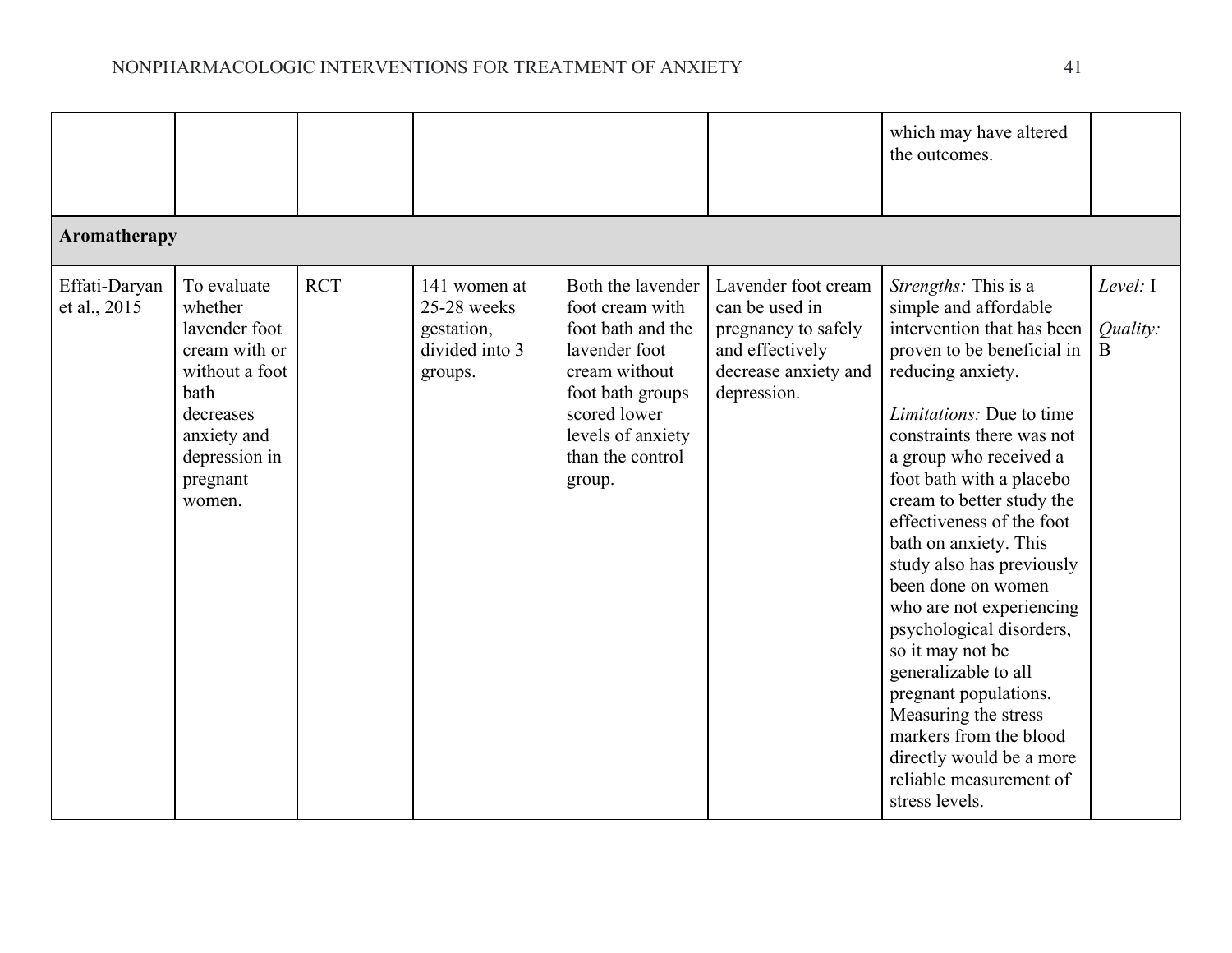| | | | | | | | |
|---|---|---|---|---|---|---|---|
| | | | | | | which may have altered the outcomes. | |
| **Aromatherapy** | | | | | | | |
| Effati-Daryan et al., 2015 | To evaluate whether lavender foot cream with or without a foot bath decreases anxiety and depression in pregnant women. | RCT | 141 women at 25-28 weeks gestation, divided into 3 groups. | Both the lavender foot cream with foot bath and the lavender foot cream without foot bath groups scored lower levels of anxiety than the control group. | Lavender foot cream can be used in pregnancy to safely and effectively decrease anxiety and depression. | *Strengths:* This is a simple and affordable intervention that has been proven to be beneficial in reducing anxiety.<br><br>*Limitations:* Due to time constraints there was not a group who received a foot bath with a placebo cream to better study the effectiveness of the foot bath on anxiety. This study also has previously been done on women who are not experiencing psychological disorders, so it may not be generalizable to all pregnant populations. Measuring the stress markers from the blood directly would be a more reliable measurement of stress levels. | *Level:* I<br><br>*Quality:* B |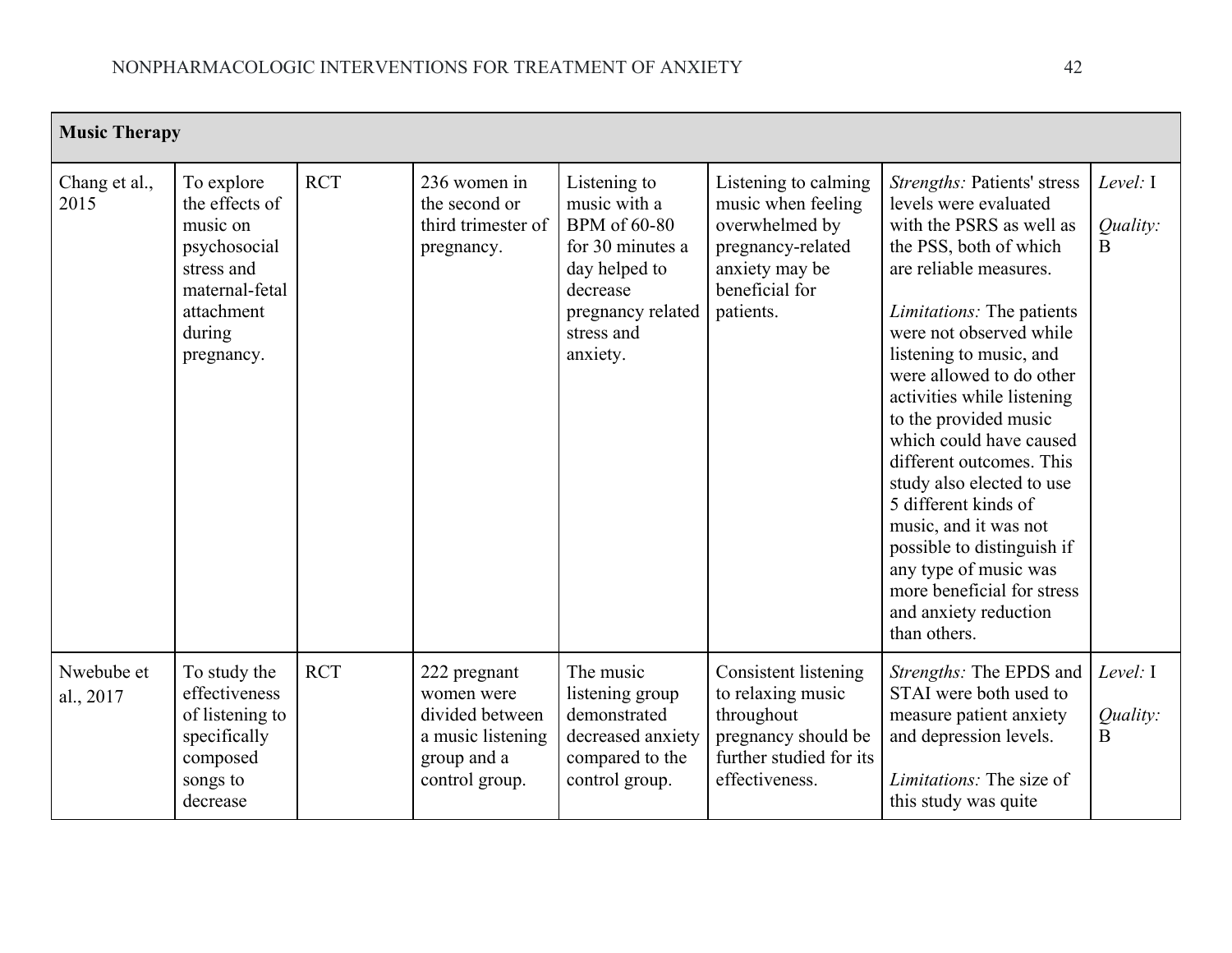| Music Therapy | | | | | | | |
|---|---|---|---|---|---|---|---|
| Chang et al., 2015 | To explore the effects of music on psychosocial stress and maternal-fetal attachment during pregnancy. | RCT | 236 women in the second or third trimester of pregnancy. | Listening to music with a BPM of 60-80 for 30 minutes a day helped to decrease pregnancy related stress and anxiety. | Listening to calming music when feeling overwhelmed by pregnancy-related anxiety may be beneficial for patients. | *Strengths:* Patients' stress levels were evaluated with the PSRS as well as the PSS, both of which are reliable measures. *Limitations:* The patients were not observed while listening to music, and were allowed to do other activities while listening to the provided music which could have caused different outcomes. This study also elected to use 5 different kinds of music, and it was not possible to distinguish if any type of music was more beneficial for stress and anxiety reduction than others. | *Level:* I *Quality:* B |
| Nwebube et al., 2017 | To study the effectiveness of listening to specifically composed songs to decrease | RCT | 222 pregnant women were divided between a music listening group and a control group. | The music listening group demonstrated decreased anxiety compared to the control group. | Consistent listening to relaxing music throughout pregnancy should be further studied for its effectiveness. | *Strengths:* The EPDS and STAI were both used to measure patient anxiety and depression levels. *Limitations:* The size of this study was quite | *Level:* I *Quality:* B |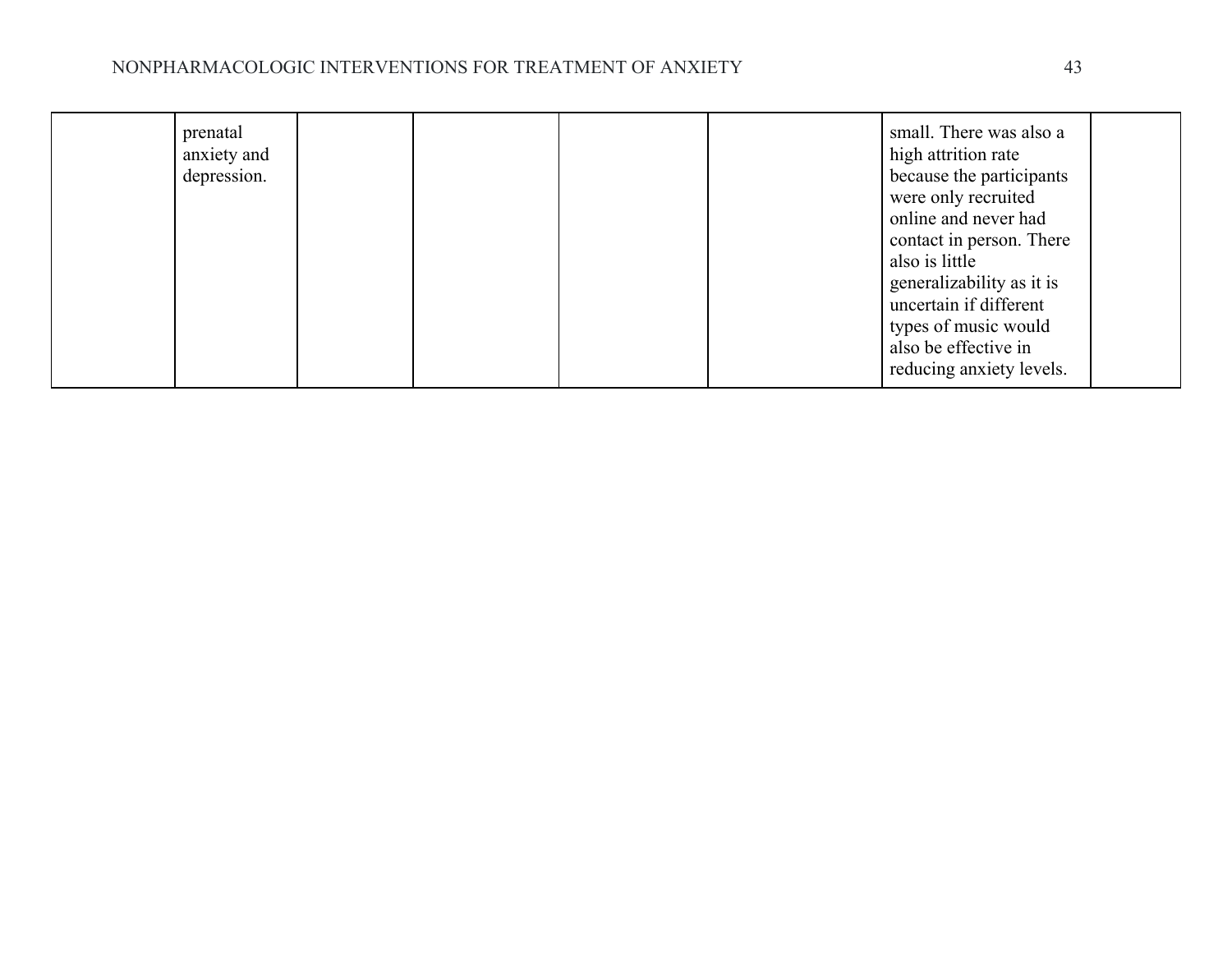| | | | | | | | |
|---|---|---|---|---|---|---|---|
| | prenatal anxiety and depression. | | | | | small. There was also a high attrition rate because the participants were only recruited online and never had contact in person. There also is little generalizability as it is uncertain if different types of music would also be effective in reducing anxiety levels. | |